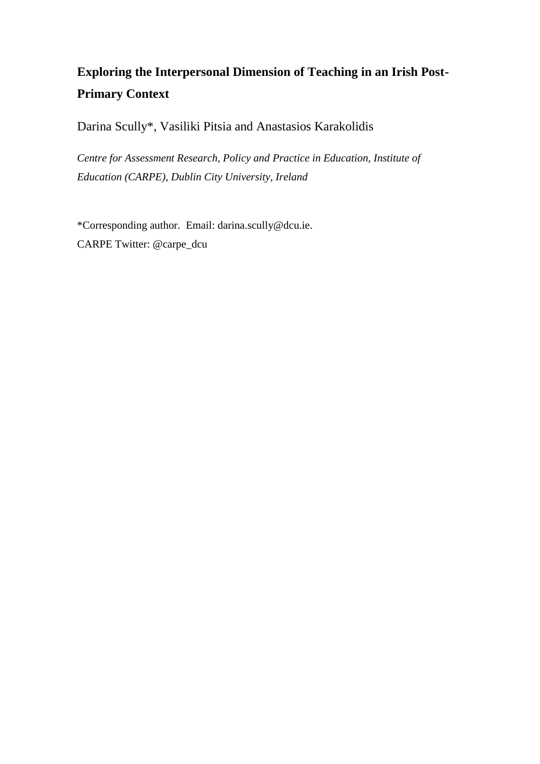# Exploring the Interpersonal Dimension of Teaching in an Irish Post-Primary Context

Darina Scully*, Vasiliki Pitsia and Anastasios Karakolidis

*Centre for Assessment Research, Policy and Practice in Education, Institute of Education (CARPE), Dublin City University, Ireland*

*Corresponding author. Email: darina.scully@dcu.ie.
CARPE Twitter: @carpe_dcu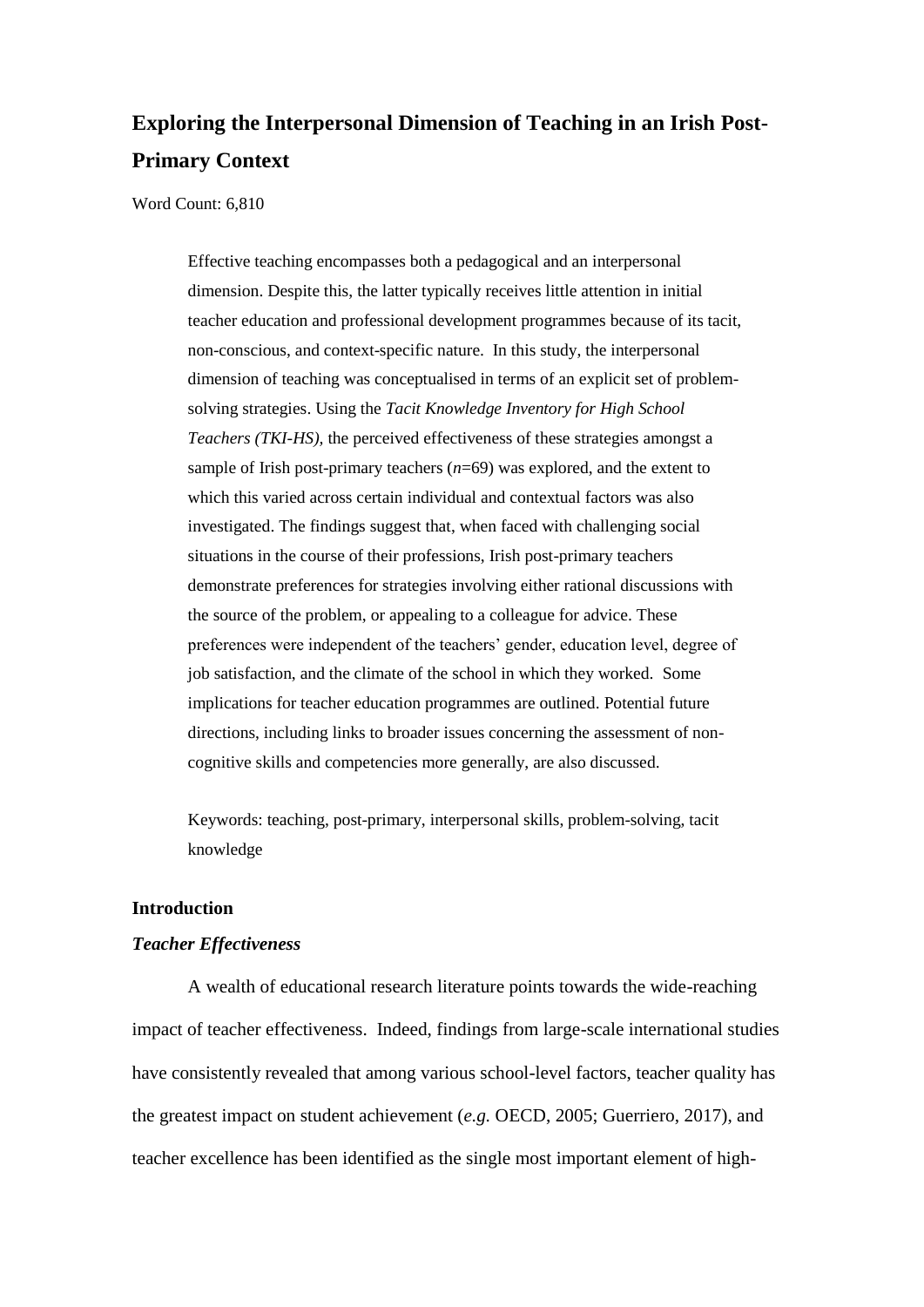# Exploring the Interpersonal Dimension of Teaching in an Irish Post-Primary Context

Word Count: 6,810

> Effective teaching encompasses both a pedagogical and an interpersonal dimension. Despite this, the latter typically receives little attention in initial teacher education and professional development programmes because of its tacit, non-conscious, and context-specific nature. In this study, the interpersonal dimension of teaching was conceptualised in terms of an explicit set of problem-solving strategies. Using the *Tacit Knowledge Inventory for High School Teachers (TKI-HS),* the perceived effectiveness of these strategies amongst a sample of Irish post-primary teachers (*n*=69) was explored, and the extent to which this varied across certain individual and contextual factors was also investigated. The findings suggest that, when faced with challenging social situations in the course of their professions, Irish post-primary teachers demonstrate preferences for strategies involving either rational discussions with the source of the problem, or appealing to a colleague for advice. These preferences were independent of the teachers' gender, education level, degree of job satisfaction, and the climate of the school in which they worked. Some implications for teacher education programmes are outlined. Potential future directions, including links to broader issues concerning the assessment of non-cognitive skills and competencies more generally, are also discussed.
>
> Keywords: teaching, post-primary, interpersonal skills, problem-solving, tacit knowledge

## Introduction

### *Teacher Effectiveness*

A wealth of educational research literature points towards the wide-reaching impact of teacher effectiveness. Indeed, findings from large-scale international studies have consistently revealed that among various school-level factors, teacher quality has the greatest impact on student achievement (*e.g.* OECD, 2005; Guerriero, 2017), and teacher excellence has been identified as the single most important element of high-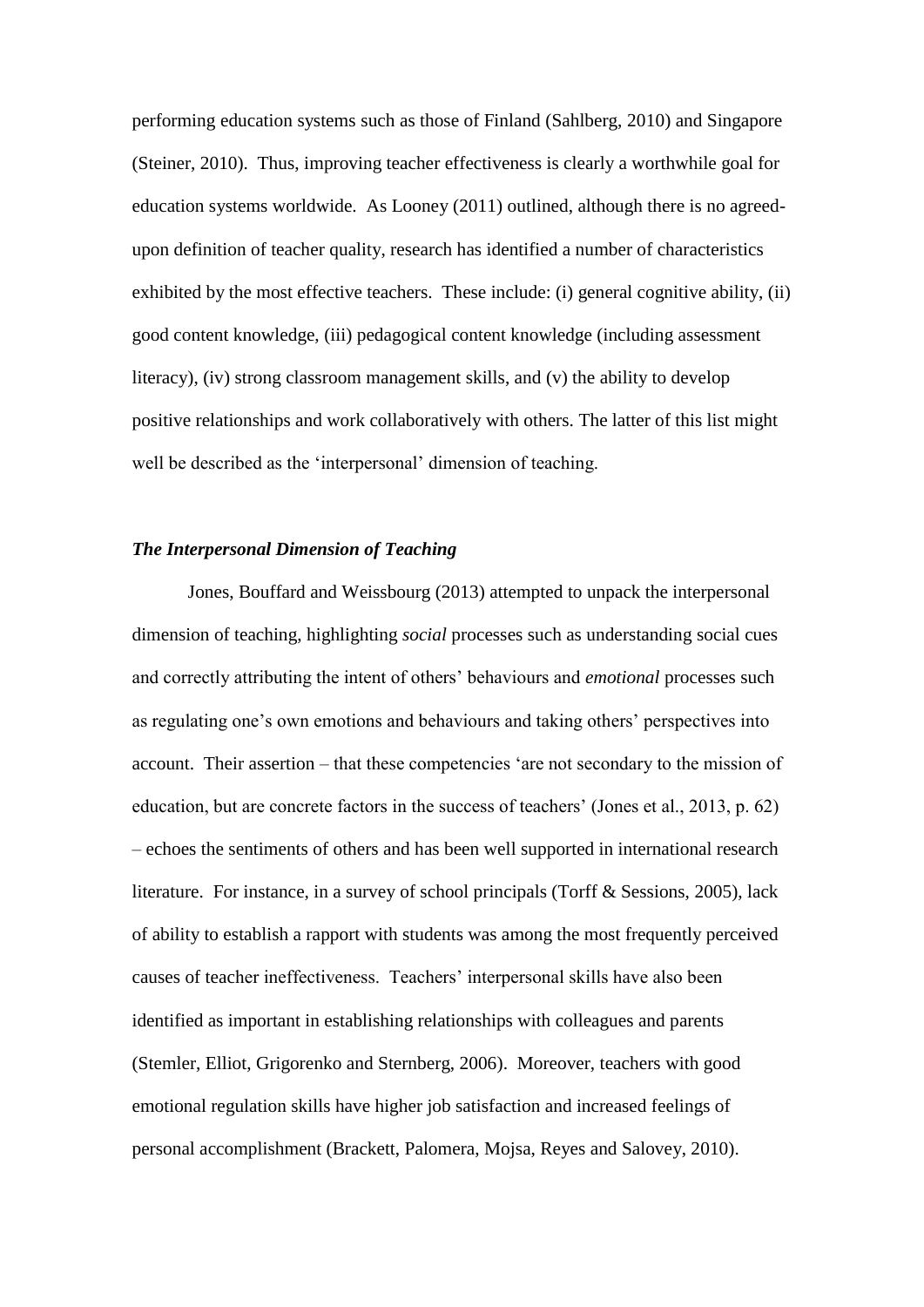performing education systems such as those of Finland (Sahlberg, 2010) and Singapore (Steiner, 2010). Thus, improving teacher effectiveness is clearly a worthwhile goal for education systems worldwide. As Looney (2011) outlined, although there is no agreed-upon definition of teacher quality, research has identified a number of characteristics exhibited by the most effective teachers. These include: (i) general cognitive ability, (ii) good content knowledge, (iii) pedagogical content knowledge (including assessment literacy), (iv) strong classroom management skills, and (v) the ability to develop positive relationships and work collaboratively with others. The latter of this list might well be described as the 'interpersonal' dimension of teaching.

### ***The Interpersonal Dimension of Teaching***

Jones, Bouffard and Weissbourg (2013) attempted to unpack the interpersonal dimension of teaching, highlighting *social* processes such as understanding social cues and correctly attributing the intent of others' behaviours and *emotional* processes such as regulating one's own emotions and behaviours and taking others' perspectives into account. Their assertion – that these competencies 'are not secondary to the mission of education, but are concrete factors in the success of teachers' (Jones et al., 2013, p. 62) – echoes the sentiments of others and has been well supported in international research literature. For instance, in a survey of school principals (Torff & Sessions, 2005), lack of ability to establish a rapport with students was among the most frequently perceived causes of teacher ineffectiveness. Teachers' interpersonal skills have also been identified as important in establishing relationships with colleagues and parents (Stemler, Elliot, Grigorenko and Sternberg, 2006). Moreover, teachers with good emotional regulation skills have higher job satisfaction and increased feelings of personal accomplishment (Brackett, Palomera, Mojsa, Reyes and Salovey, 2010).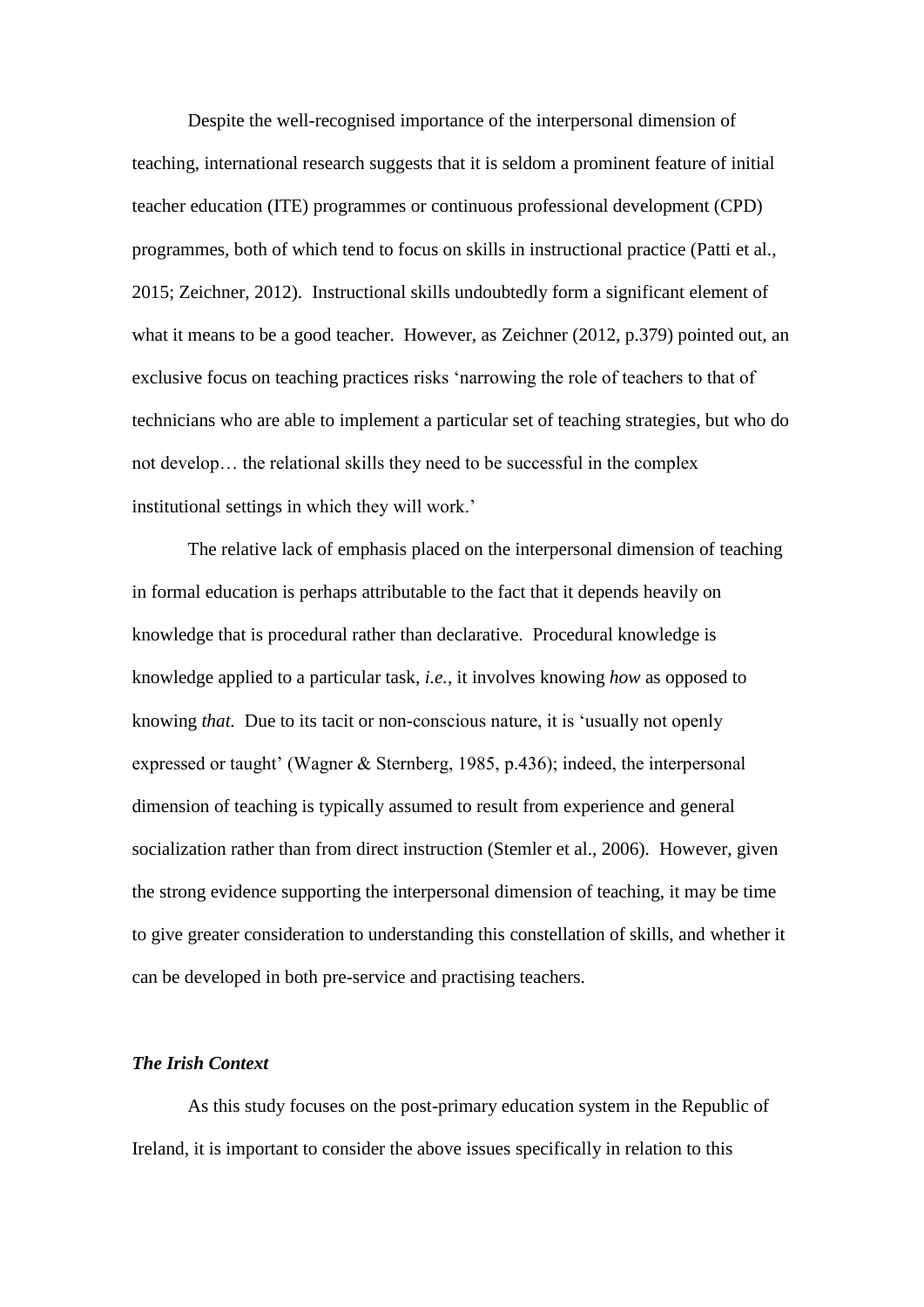Despite the well-recognised importance of the interpersonal dimension of teaching, international research suggests that it is seldom a prominent feature of initial teacher education (ITE) programmes or continuous professional development (CPD) programmes, both of which tend to focus on skills in instructional practice (Patti et al., 2015; Zeichner, 2012). Instructional skills undoubtedly form a significant element of what it means to be a good teacher. However, as Zeichner (2012, p.379) pointed out, an exclusive focus on teaching practices risks 'narrowing the role of teachers to that of technicians who are able to implement a particular set of teaching strategies, but who do not develop… the relational skills they need to be successful in the complex institutional settings in which they will work.'

The relative lack of emphasis placed on the interpersonal dimension of teaching in formal education is perhaps attributable to the fact that it depends heavily on knowledge that is procedural rather than declarative. Procedural knowledge is knowledge applied to a particular task, *i.e.*, it involves knowing *how* as opposed to knowing *that*. Due to its tacit or non-conscious nature, it is 'usually not openly expressed or taught' (Wagner & Sternberg, 1985, p.436); indeed, the interpersonal dimension of teaching is typically assumed to result from experience and general socialization rather than from direct instruction (Stemler et al., 2006). However, given the strong evidence supporting the interpersonal dimension of teaching, it may be time to give greater consideration to understanding this constellation of skills, and whether it can be developed in both pre-service and practising teachers.

### *The Irish Context*

As this study focuses on the post-primary education system in the Republic of Ireland, it is important to consider the above issues specifically in relation to this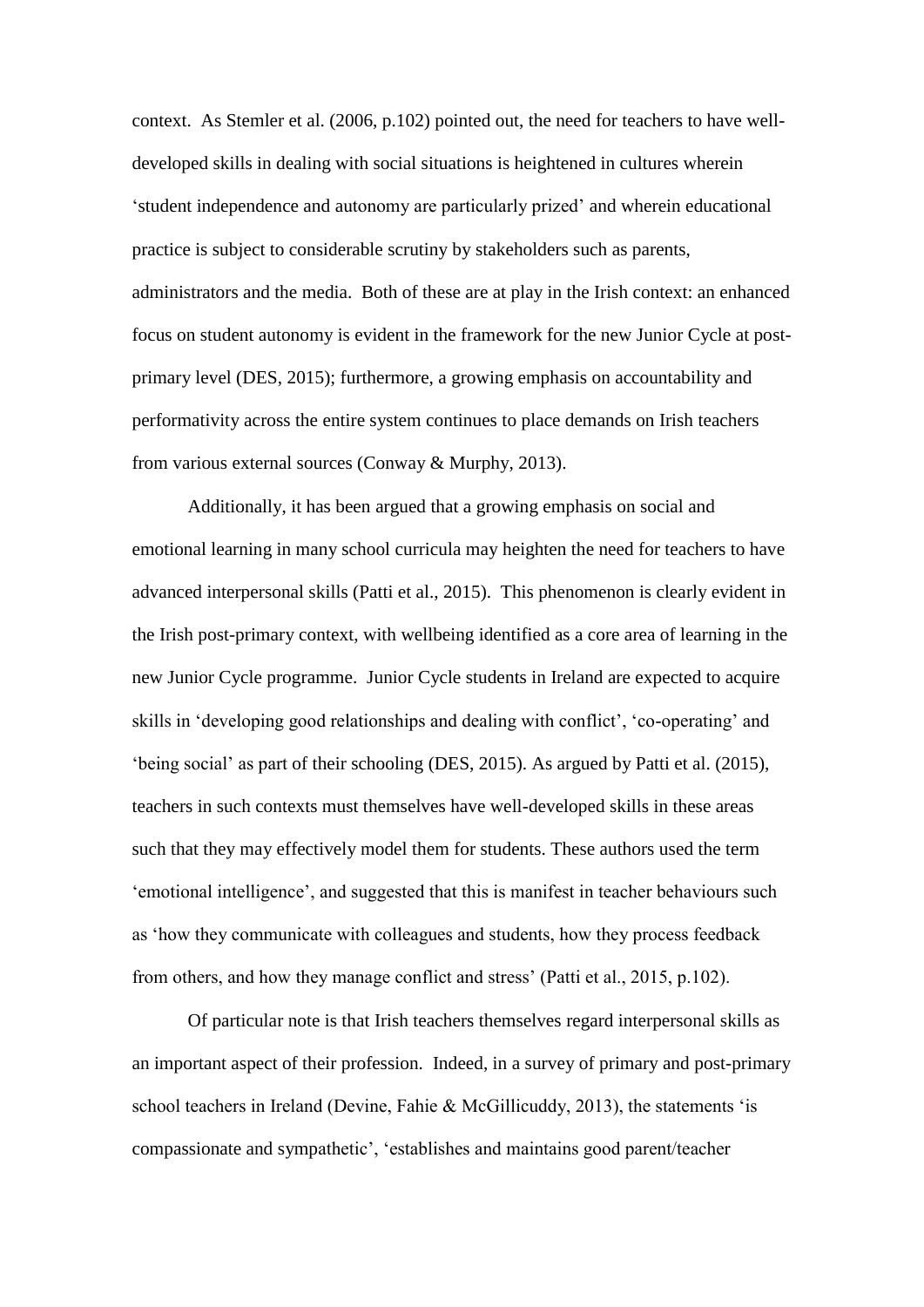context. As Stemler et al. (2006, p.102) pointed out, the need for teachers to have well-developed skills in dealing with social situations is heightened in cultures wherein 'student independence and autonomy are particularly prized' and wherein educational practice is subject to considerable scrutiny by stakeholders such as parents, administrators and the media. Both of these are at play in the Irish context: an enhanced focus on student autonomy is evident in the framework for the new Junior Cycle at post-primary level (DES, 2015); furthermore, a growing emphasis on accountability and performativity across the entire system continues to place demands on Irish teachers from various external sources (Conway & Murphy, 2013).

Additionally, it has been argued that a growing emphasis on social and emotional learning in many school curricula may heighten the need for teachers to have advanced interpersonal skills (Patti et al., 2015). This phenomenon is clearly evident in the Irish post-primary context, with wellbeing identified as a core area of learning in the new Junior Cycle programme. Junior Cycle students in Ireland are expected to acquire skills in 'developing good relationships and dealing with conflict', 'co-operating' and 'being social' as part of their schooling (DES, 2015). As argued by Patti et al. (2015), teachers in such contexts must themselves have well-developed skills in these areas such that they may effectively model them for students. These authors used the term 'emotional intelligence', and suggested that this is manifest in teacher behaviours such as 'how they communicate with colleagues and students, how they process feedback from others, and how they manage conflict and stress' (Patti et al., 2015, p.102).

Of particular note is that Irish teachers themselves regard interpersonal skills as an important aspect of their profession. Indeed, in a survey of primary and post-primary school teachers in Ireland (Devine, Fahie & McGillicuddy, 2013), the statements 'is compassionate and sympathetic', 'establishes and maintains good parent/teacher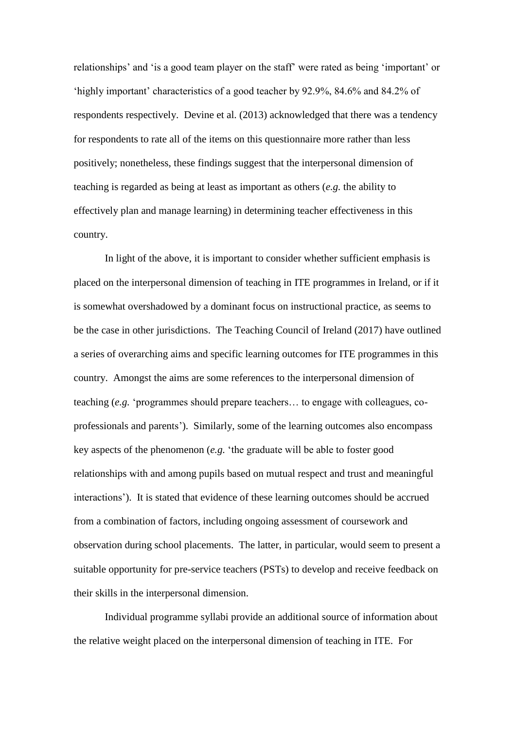relationships' and 'is a good team player on the staff' were rated as being 'important' or 'highly important' characteristics of a good teacher by 92.9%, 84.6% and 84.2% of respondents respectively. Devine et al. (2013) acknowledged that there was a tendency for respondents to rate all of the items on this questionnaire more rather than less positively; nonetheless, these findings suggest that the interpersonal dimension of teaching is regarded as being at least as important as others (*e.g.* the ability to effectively plan and manage learning) in determining teacher effectiveness in this country.

In light of the above, it is important to consider whether sufficient emphasis is placed on the interpersonal dimension of teaching in ITE programmes in Ireland, or if it is somewhat overshadowed by a dominant focus on instructional practice, as seems to be the case in other jurisdictions. The Teaching Council of Ireland (2017) have outlined a series of overarching aims and specific learning outcomes for ITE programmes in this country. Amongst the aims are some references to the interpersonal dimension of teaching (*e.g.* 'programmes should prepare teachers… to engage with colleagues, co-professionals and parents'). Similarly, some of the learning outcomes also encompass key aspects of the phenomenon (*e.g.* 'the graduate will be able to foster good relationships with and among pupils based on mutual respect and trust and meaningful interactions'). It is stated that evidence of these learning outcomes should be accrued from a combination of factors, including ongoing assessment of coursework and observation during school placements. The latter, in particular, would seem to present a suitable opportunity for pre-service teachers (PSTs) to develop and receive feedback on their skills in the interpersonal dimension.

Individual programme syllabi provide an additional source of information about the relative weight placed on the interpersonal dimension of teaching in ITE. For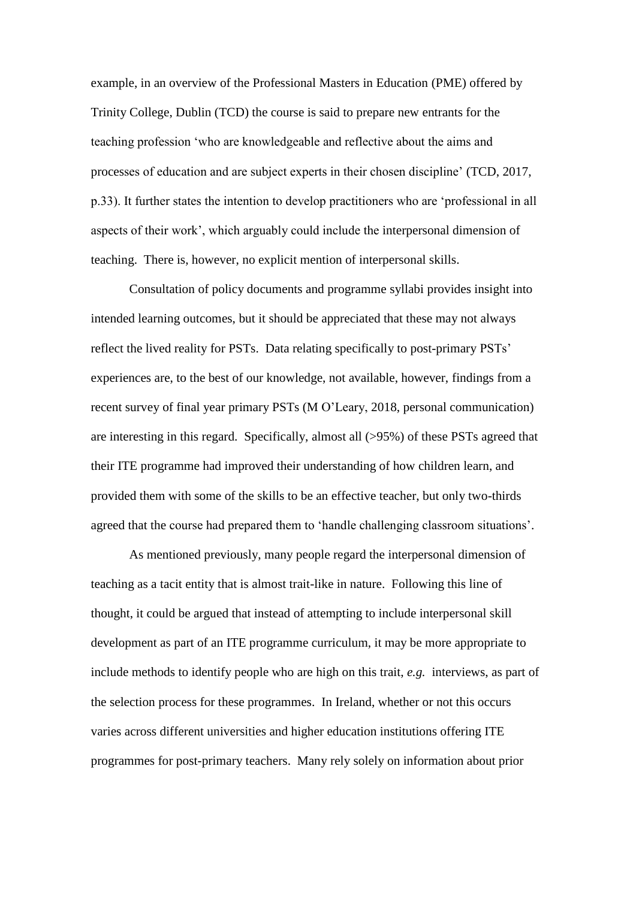example, in an overview of the Professional Masters in Education (PME) offered by Trinity College, Dublin (TCD) the course is said to prepare new entrants for the teaching profession 'who are knowledgeable and reflective about the aims and processes of education and are subject experts in their chosen discipline' (TCD, 2017, p.33). It further states the intention to develop practitioners who are 'professional in all aspects of their work', which arguably could include the interpersonal dimension of teaching. There is, however, no explicit mention of interpersonal skills.

Consultation of policy documents and programme syllabi provides insight into intended learning outcomes, but it should be appreciated that these may not always reflect the lived reality for PSTs. Data relating specifically to post-primary PSTs' experiences are, to the best of our knowledge, not available, however, findings from a recent survey of final year primary PSTs (M O'Leary, 2018, personal communication) are interesting in this regard. Specifically, almost all (>95%) of these PSTs agreed that their ITE programme had improved their understanding of how children learn, and provided them with some of the skills to be an effective teacher, but only two-thirds agreed that the course had prepared them to 'handle challenging classroom situations'.

As mentioned previously, many people regard the interpersonal dimension of teaching as a tacit entity that is almost trait-like in nature. Following this line of thought, it could be argued that instead of attempting to include interpersonal skill development as part of an ITE programme curriculum, it may be more appropriate to include methods to identify people who are high on this trait, *e.g.* interviews, as part of the selection process for these programmes. In Ireland, whether or not this occurs varies across different universities and higher education institutions offering ITE programmes for post-primary teachers. Many rely solely on information about prior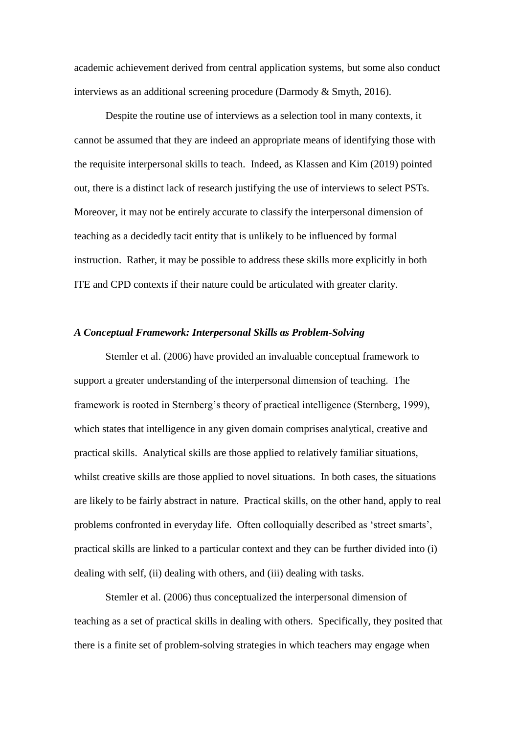academic achievement derived from central application systems, but some also conduct interviews as an additional screening procedure (Darmody & Smyth, 2016).

Despite the routine use of interviews as a selection tool in many contexts, it cannot be assumed that they are indeed an appropriate means of identifying those with the requisite interpersonal skills to teach. Indeed, as Klassen and Kim (2019) pointed out, there is a distinct lack of research justifying the use of interviews to select PSTs. Moreover, it may not be entirely accurate to classify the interpersonal dimension of teaching as a decidedly tacit entity that is unlikely to be influenced by formal instruction. Rather, it may be possible to address these skills more explicitly in both ITE and CPD contexts if their nature could be articulated with greater clarity.

### *A Conceptual Framework: Interpersonal Skills as Problem-Solving*

Stemler et al. (2006) have provided an invaluable conceptual framework to support a greater understanding of the interpersonal dimension of teaching. The framework is rooted in Sternberg's theory of practical intelligence (Sternberg, 1999), which states that intelligence in any given domain comprises analytical, creative and practical skills. Analytical skills are those applied to relatively familiar situations, whilst creative skills are those applied to novel situations. In both cases, the situations are likely to be fairly abstract in nature. Practical skills, on the other hand, apply to real problems confronted in everyday life. Often colloquially described as 'street smarts', practical skills are linked to a particular context and they can be further divided into (i) dealing with self, (ii) dealing with others, and (iii) dealing with tasks.

Stemler et al. (2006) thus conceptualized the interpersonal dimension of teaching as a set of practical skills in dealing with others. Specifically, they posited that there is a finite set of problem-solving strategies in which teachers may engage when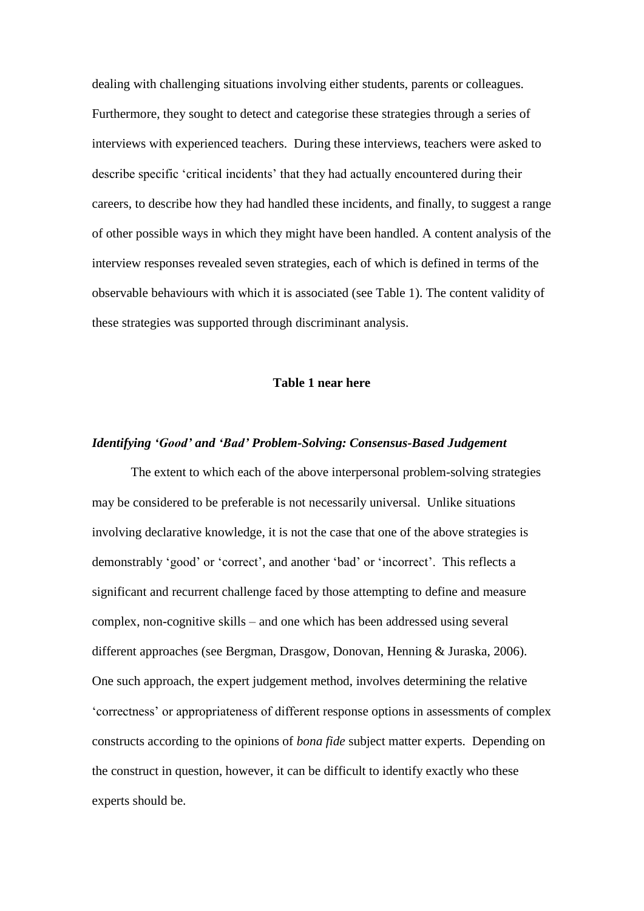dealing with challenging situations involving either students, parents or colleagues. Furthermore, they sought to detect and categorise these strategies through a series of interviews with experienced teachers. During these interviews, teachers were asked to describe specific 'critical incidents' that they had actually encountered during their careers, to describe how they had handled these incidents, and finally, to suggest a range of other possible ways in which they might have been handled. A content analysis of the interview responses revealed seven strategies, each of which is defined in terms of the observable behaviours with which it is associated (see Table 1). The content validity of these strategies was supported through discriminant analysis.

**Table 1 near here**

### *Identifying 'Good' and 'Bad' Problem-Solving: Consensus-Based Judgement*

The extent to which each of the above interpersonal problem-solving strategies may be considered to be preferable is not necessarily universal. Unlike situations involving declarative knowledge, it is not the case that one of the above strategies is demonstrably 'good' or 'correct', and another 'bad' or 'incorrect'. This reflects a significant and recurrent challenge faced by those attempting to define and measure complex, non-cognitive skills – and one which has been addressed using several different approaches (see Bergman, Drasgow, Donovan, Henning & Juraska, 2006). One such approach, the expert judgement method, involves determining the relative 'correctness' or appropriateness of different response options in assessments of complex constructs according to the opinions of *bona fide* subject matter experts. Depending on the construct in question, however, it can be difficult to identify exactly who these experts should be.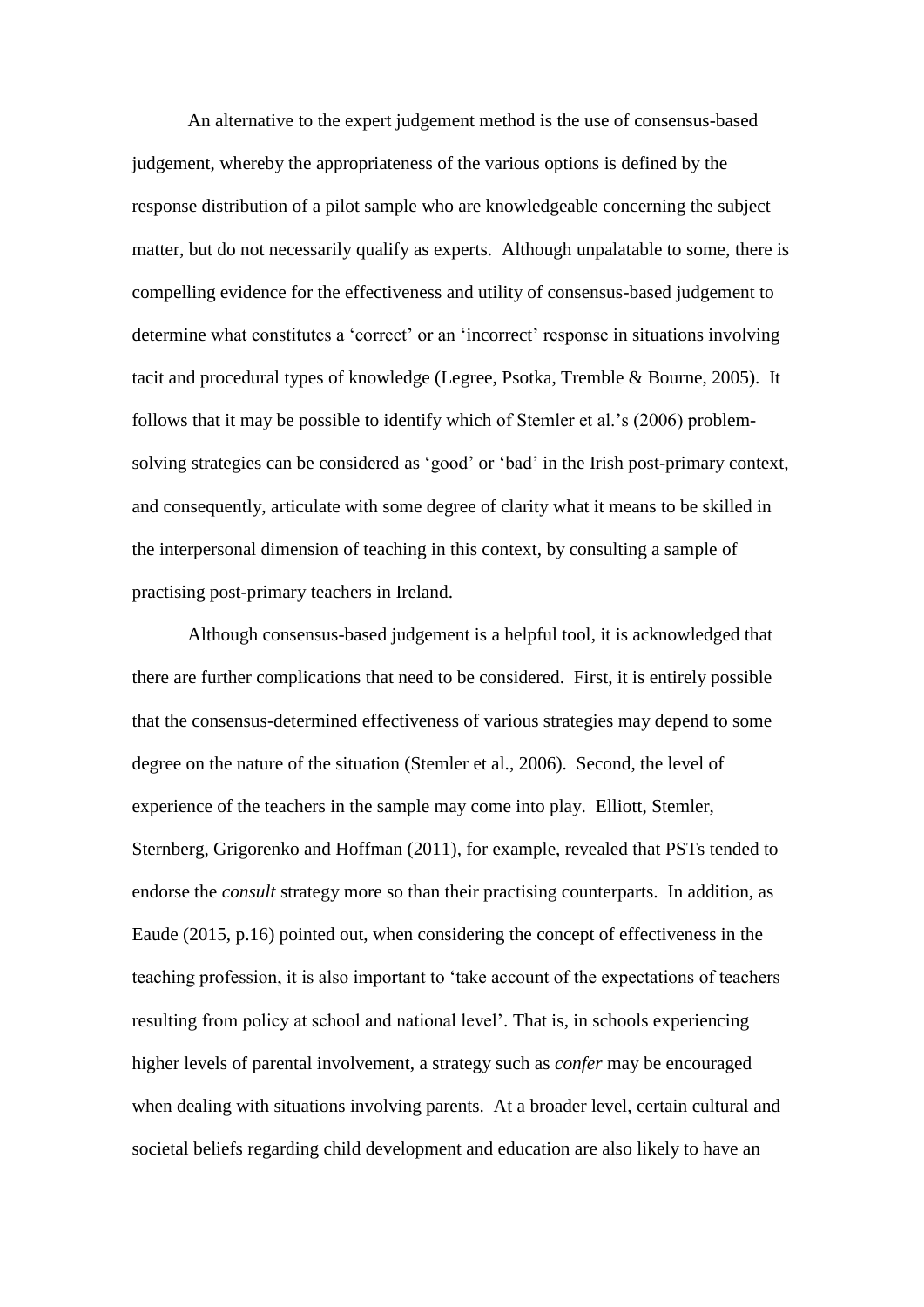An alternative to the expert judgement method is the use of consensus-based judgement, whereby the appropriateness of the various options is defined by the response distribution of a pilot sample who are knowledgeable concerning the subject matter, but do not necessarily qualify as experts. Although unpalatable to some, there is compelling evidence for the effectiveness and utility of consensus-based judgement to determine what constitutes a 'correct' or an 'incorrect' response in situations involving tacit and procedural types of knowledge (Legree, Psotka, Tremble & Bourne, 2005). It follows that it may be possible to identify which of Stemler et al.'s (2006) problem-solving strategies can be considered as 'good' or 'bad' in the Irish post-primary context, and consequently, articulate with some degree of clarity what it means to be skilled in the interpersonal dimension of teaching in this context, by consulting a sample of practising post-primary teachers in Ireland.

Although consensus-based judgement is a helpful tool, it is acknowledged that there are further complications that need to be considered. First, it is entirely possible that the consensus-determined effectiveness of various strategies may depend to some degree on the nature of the situation (Stemler et al., 2006). Second, the level of experience of the teachers in the sample may come into play. Elliott, Stemler, Sternberg, Grigorenko and Hoffman (2011), for example, revealed that PSTs tended to endorse the *consult* strategy more so than their practising counterparts. In addition, as Eaude (2015, p.16) pointed out, when considering the concept of effectiveness in the teaching profession, it is also important to 'take account of the expectations of teachers resulting from policy at school and national level'. That is, in schools experiencing higher levels of parental involvement, a strategy such as *confer* may be encouraged when dealing with situations involving parents. At a broader level, certain cultural and societal beliefs regarding child development and education are also likely to have an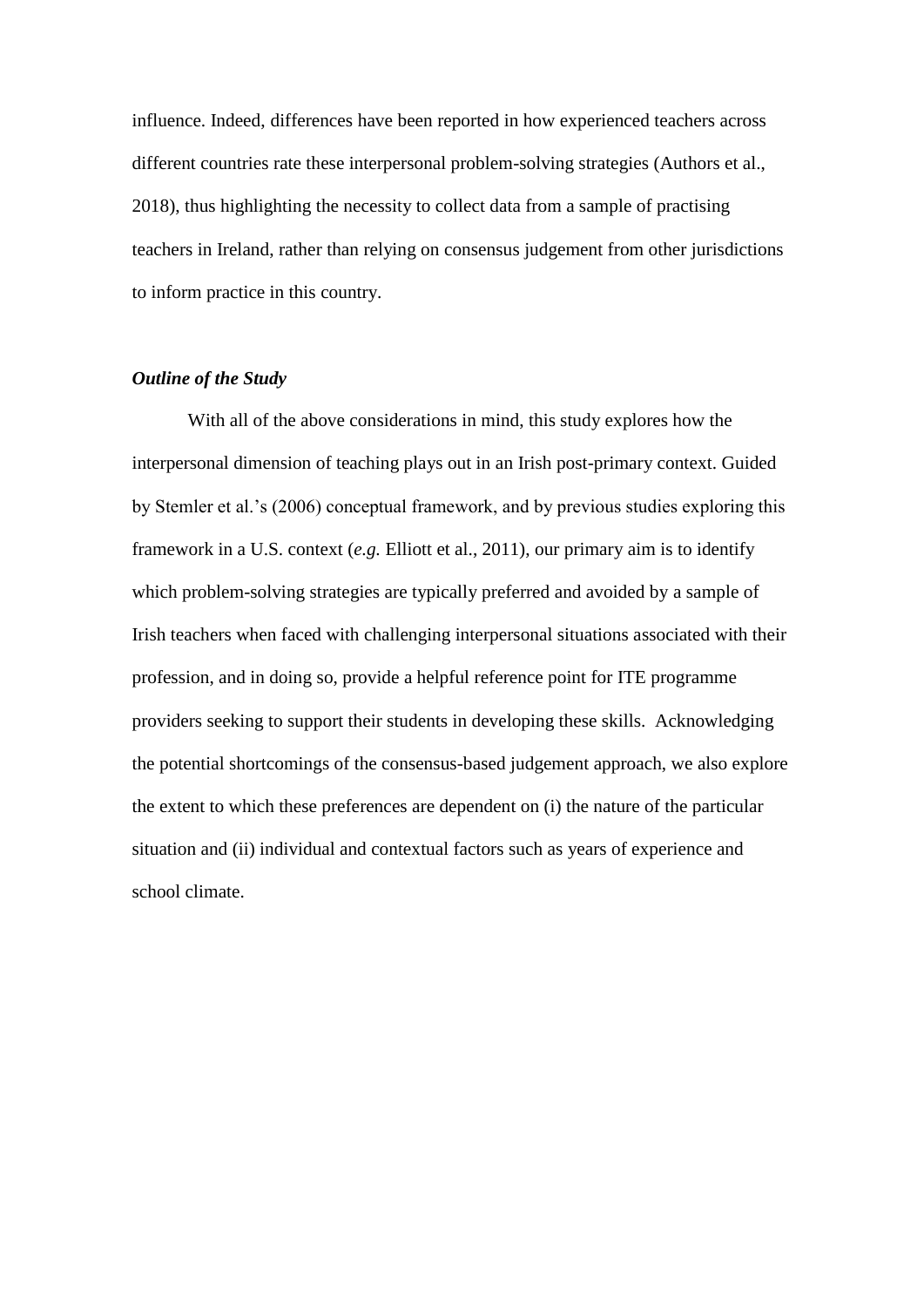influence. Indeed, differences have been reported in how experienced teachers across different countries rate these interpersonal problem-solving strategies (Authors et al., 2018), thus highlighting the necessity to collect data from a sample of practising teachers in Ireland, rather than relying on consensus judgement from other jurisdictions to inform practice in this country.

### *Outline of the Study*

With all of the above considerations in mind, this study explores how the interpersonal dimension of teaching plays out in an Irish post-primary context. Guided by Stemler et al.'s (2006) conceptual framework, and by previous studies exploring this framework in a U.S. context (*e.g.* Elliott et al., 2011), our primary aim is to identify which problem-solving strategies are typically preferred and avoided by a sample of Irish teachers when faced with challenging interpersonal situations associated with their profession, and in doing so, provide a helpful reference point for ITE programme providers seeking to support their students in developing these skills. Acknowledging the potential shortcomings of the consensus-based judgement approach, we also explore the extent to which these preferences are dependent on (i) the nature of the particular situation and (ii) individual and contextual factors such as years of experience and school climate.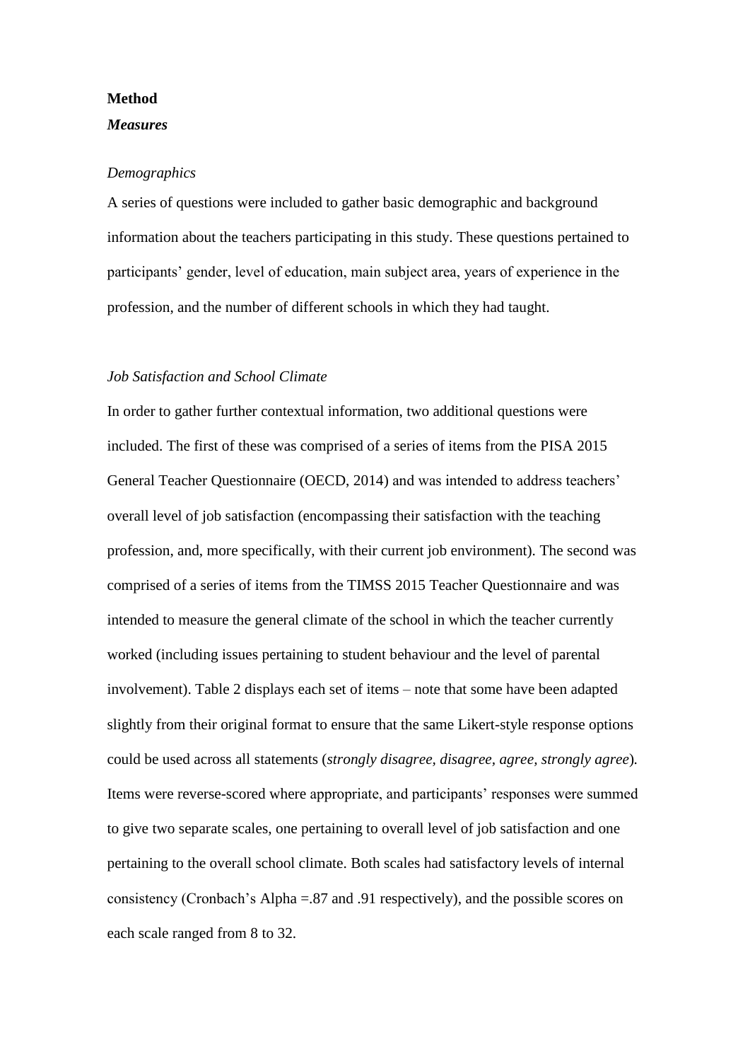**Method**

***Measures***

*Demographics*

A series of questions were included to gather basic demographic and background information about the teachers participating in this study. These questions pertained to participants' gender, level of education, main subject area, years of experience in the profession, and the number of different schools in which they had taught.

*Job Satisfaction and School Climate*

In order to gather further contextual information, two additional questions were included. The first of these was comprised of a series of items from the PISA 2015 General Teacher Questionnaire (OECD, 2014) and was intended to address teachers' overall level of job satisfaction (encompassing their satisfaction with the teaching profession, and, more specifically, with their current job environment). The second was comprised of a series of items from the TIMSS 2015 Teacher Questionnaire and was intended to measure the general climate of the school in which the teacher currently worked (including issues pertaining to student behaviour and the level of parental involvement). Table 2 displays each set of items – note that some have been adapted slightly from their original format to ensure that the same Likert-style response options could be used across all statements (*strongly disagree, disagree, agree, strongly agree*). Items were reverse-scored where appropriate, and participants' responses were summed to give two separate scales, one pertaining to overall level of job satisfaction and one pertaining to the overall school climate. Both scales had satisfactory levels of internal consistency (Cronbach's Alpha =.87 and .91 respectively), and the possible scores on each scale ranged from 8 to 32.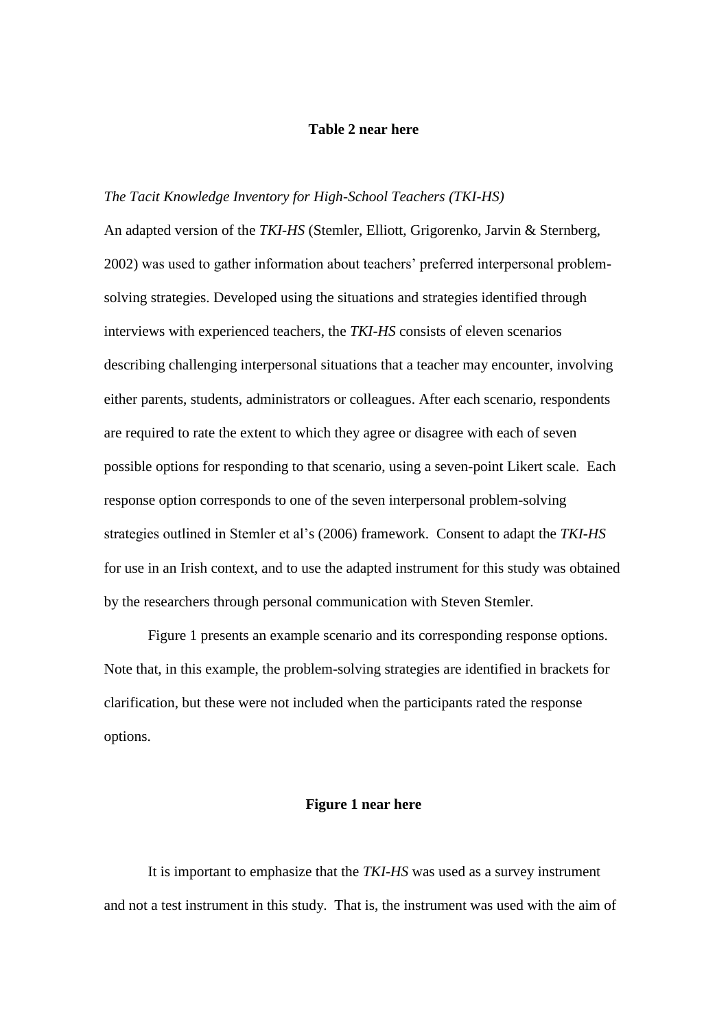**Table 2 near here**

*The Tacit Knowledge Inventory for High-School Teachers (TKI-HS)*

An adapted version of the *TKI-HS* (Stemler, Elliott, Grigorenko, Jarvin & Sternberg, 2002) was used to gather information about teachers' preferred interpersonal problem-solving strategies. Developed using the situations and strategies identified through interviews with experienced teachers, the *TKI-HS* consists of eleven scenarios describing challenging interpersonal situations that a teacher may encounter, involving either parents, students, administrators or colleagues. After each scenario, respondents are required to rate the extent to which they agree or disagree with each of seven possible options for responding to that scenario, using a seven-point Likert scale. Each response option corresponds to one of the seven interpersonal problem-solving strategies outlined in Stemler et al's (2006) framework. Consent to adapt the *TKI-HS* for use in an Irish context, and to use the adapted instrument for this study was obtained by the researchers through personal communication with Steven Stemler.

Figure 1 presents an example scenario and its corresponding response options. Note that, in this example, the problem-solving strategies are identified in brackets for clarification, but these were not included when the participants rated the response options.

**Figure 1 near here**

It is important to emphasize that the *TKI-HS* was used as a survey instrument and not a test instrument in this study. That is, the instrument was used with the aim of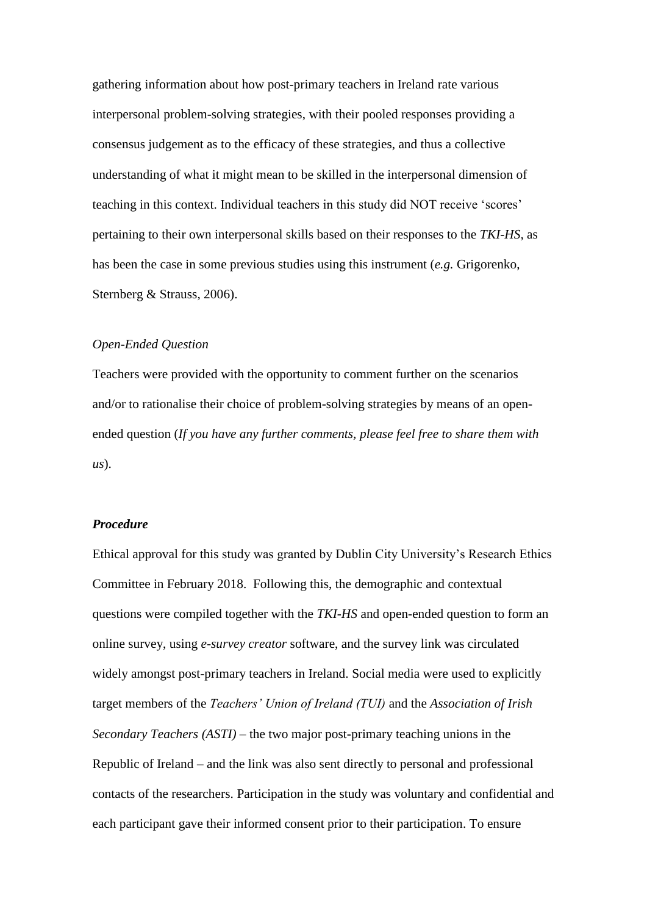gathering information about how post-primary teachers in Ireland rate various interpersonal problem-solving strategies, with their pooled responses providing a consensus judgement as to the efficacy of these strategies, and thus a collective understanding of what it might mean to be skilled in the interpersonal dimension of teaching in this context. Individual teachers in this study did NOT receive 'scores' pertaining to their own interpersonal skills based on their responses to the *TKI-HS*, as has been the case in some previous studies using this instrument (*e.g.* Grigorenko, Sternberg & Strauss, 2006).

*Open-Ended Question*

Teachers were provided with the opportunity to comment further on the scenarios and/or to rationalise their choice of problem-solving strategies by means of an open-ended question (*If you have any further comments, please feel free to share them with us*).

***Procedure***

Ethical approval for this study was granted by Dublin City University's Research Ethics Committee in February 2018. Following this, the demographic and contextual questions were compiled together with the *TKI-HS* and open-ended question to form an online survey, using *e-survey creator* software, and the survey link was circulated widely amongst post-primary teachers in Ireland. Social media were used to explicitly target members of the *Teachers' Union of Ireland (TUI)* and the *Association of Irish Secondary Teachers (ASTI)* – the two major post-primary teaching unions in the Republic of Ireland – and the link was also sent directly to personal and professional contacts of the researchers. Participation in the study was voluntary and confidential and each participant gave their informed consent prior to their participation. To ensure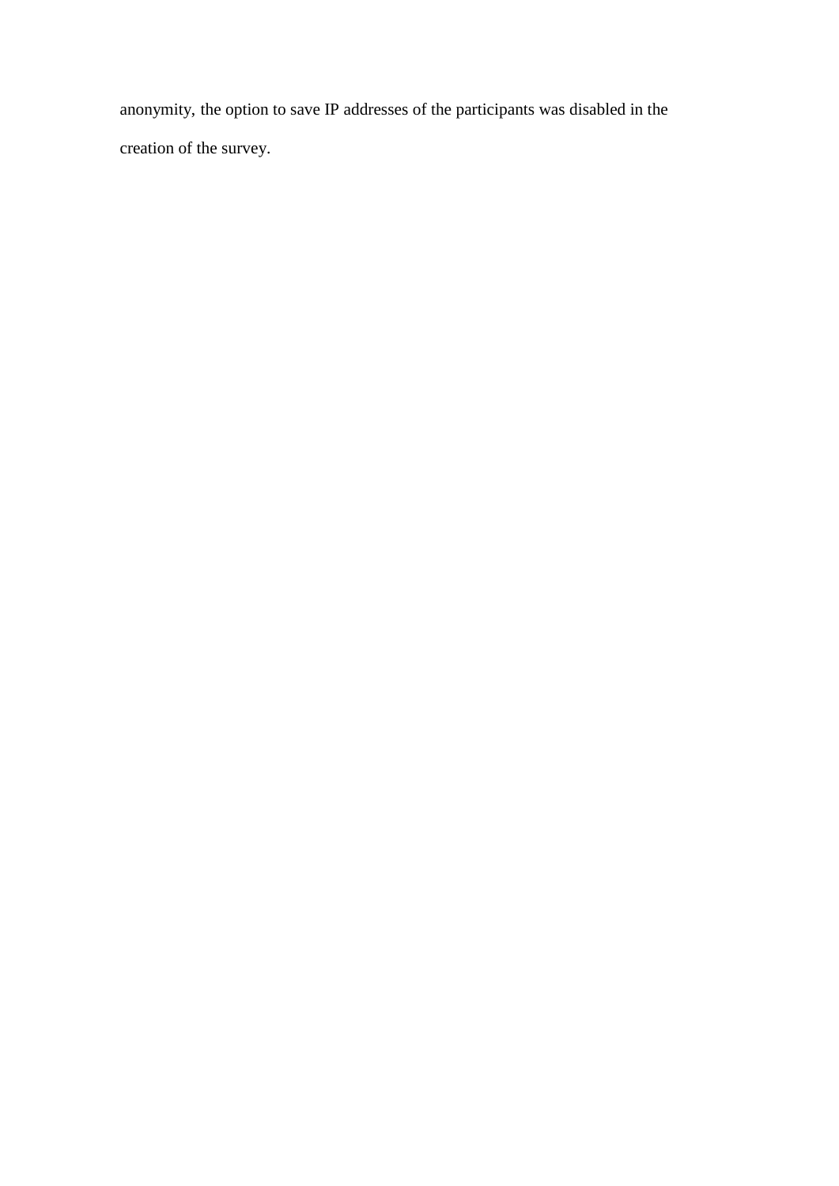anonymity, the option to save IP addresses of the participants was disabled in the creation of the survey.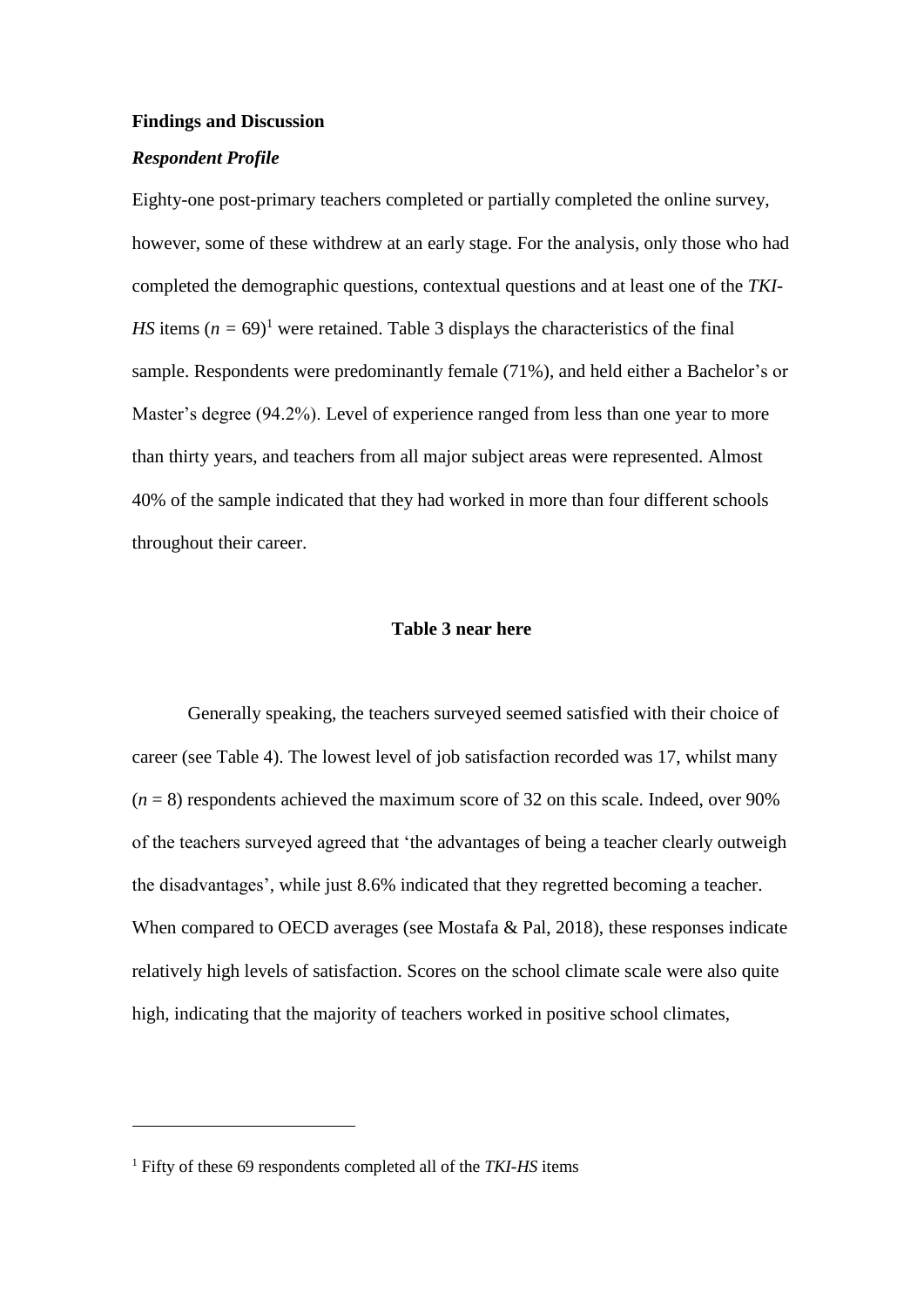**Findings and Discussion**

***Respondent Profile***

Eighty-one post-primary teachers completed or partially completed the online survey, however, some of these withdrew at an early stage. For the analysis, only those who had completed the demographic questions, contextual questions and at least one of the *TKI-HS* items ($n$ = 69)[1] were retained. Table 3 displays the characteristics of the final sample. Respondents were predominantly female (71%), and held either a Bachelor's or Master's degree (94.2%). Level of experience ranged from less than one year to more than thirty years, and teachers from all major subject areas were represented. Almost 40% of the sample indicated that they had worked in more than four different schools throughout their career.

**Table 3 near here**

Generally speaking, the teachers surveyed seemed satisfied with their choice of career (see Table 4). The lowest level of job satisfaction recorded was 17, whilst many ($n$ = 8) respondents achieved the maximum score of 32 on this scale. Indeed, over 90% of the teachers surveyed agreed that 'the advantages of being a teacher clearly outweigh the disadvantages', while just 8.6% indicated that they regretted becoming a teacher. When compared to OECD averages (see Mostafa & Pal, 2018), these responses indicate relatively high levels of satisfaction. Scores on the school climate scale were also quite high, indicating that the majority of teachers worked in positive school climates,

[1] Fifty of these 69 respondents completed all of the *TKI-HS* items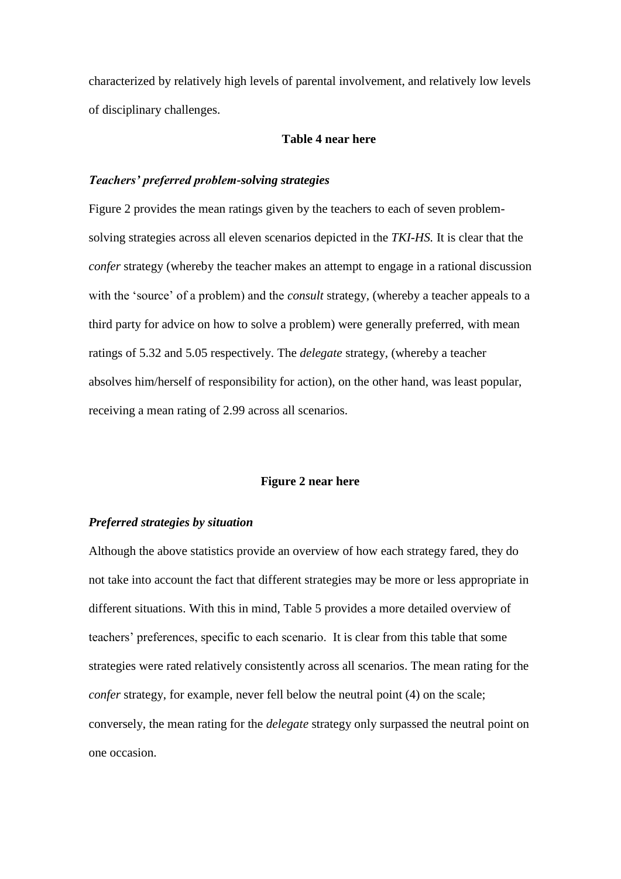characterized by relatively high levels of parental involvement, and relatively low levels of disciplinary challenges.

**Table 4 near here**

### *Teachers' preferred problem-solving strategies*

Figure 2 provides the mean ratings given by the teachers to each of seven problem-solving strategies across all eleven scenarios depicted in the *TKI-HS.* It is clear that the *confer* strategy (whereby the teacher makes an attempt to engage in a rational discussion with the 'source' of a problem) and the *consult* strategy, (whereby a teacher appeals to a third party for advice on how to solve a problem) were generally preferred, with mean ratings of 5.32 and 5.05 respectively. The *delegate* strategy, (whereby a teacher absolves him/herself of responsibility for action), on the other hand, was least popular, receiving a mean rating of 2.99 across all scenarios.

**Figure 2 near here**

### *Preferred strategies by situation*

Although the above statistics provide an overview of how each strategy fared, they do not take into account the fact that different strategies may be more or less appropriate in different situations. With this in mind, Table 5 provides a more detailed overview of teachers' preferences, specific to each scenario. It is clear from this table that some strategies were rated relatively consistently across all scenarios. The mean rating for the *confer* strategy, for example, never fell below the neutral point (4) on the scale; conversely, the mean rating for the *delegate* strategy only surpassed the neutral point on one occasion.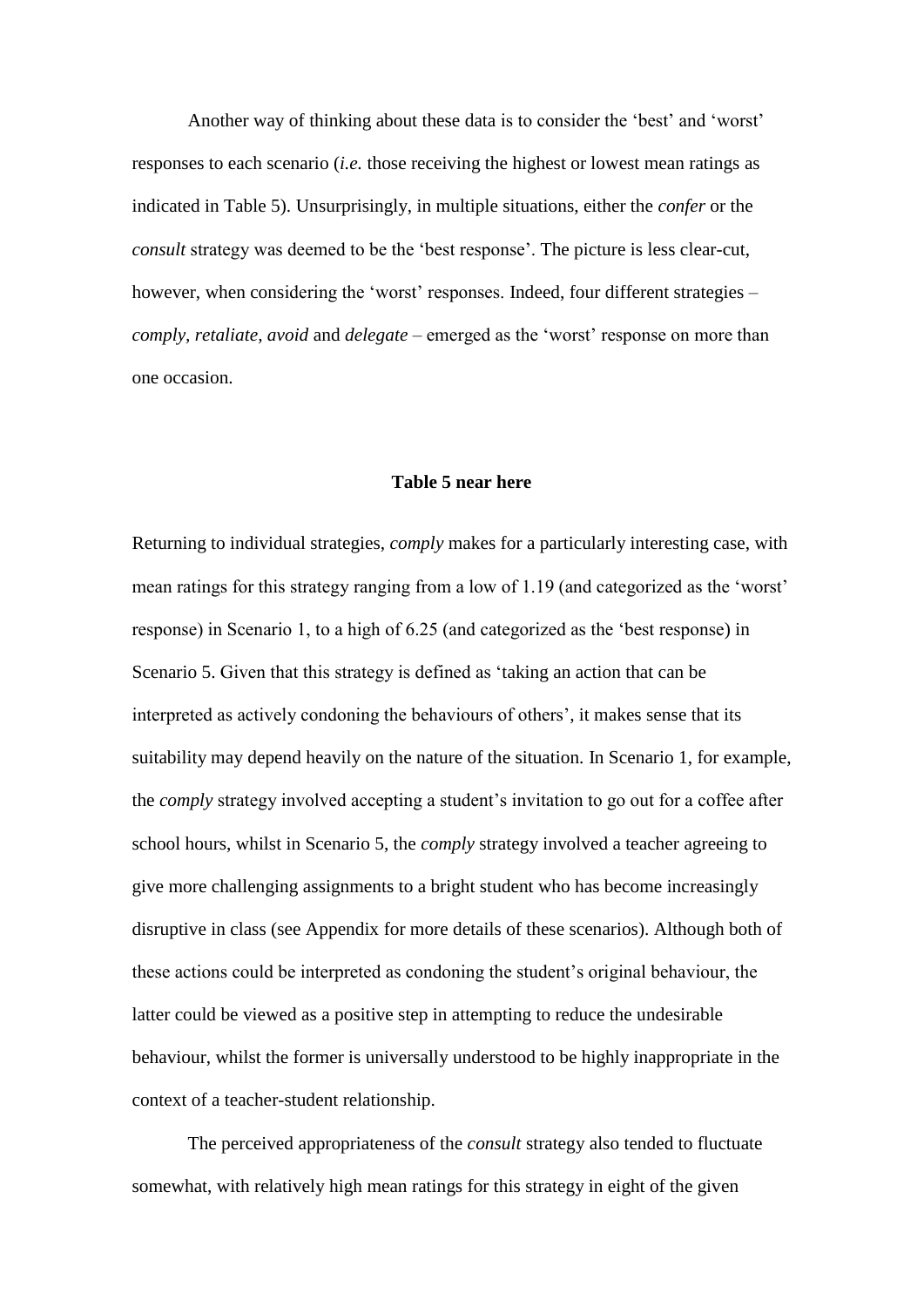Another way of thinking about these data is to consider the 'best' and 'worst' responses to each scenario (*i.e.* those receiving the highest or lowest mean ratings as indicated in Table 5). Unsurprisingly, in multiple situations, either the *confer* or the *consult* strategy was deemed to be the 'best response'. The picture is less clear-cut, however, when considering the 'worst' responses. Indeed, four different strategies – *comply, retaliate, avoid* and *delegate* – emerged as the 'worst' response on more than one occasion.

**Table 5 near here**

Returning to individual strategies, *comply* makes for a particularly interesting case, with mean ratings for this strategy ranging from a low of 1.19 (and categorized as the 'worst' response) in Scenario 1, to a high of 6.25 (and categorized as the 'best response) in Scenario 5. Given that this strategy is defined as 'taking an action that can be interpreted as actively condoning the behaviours of others', it makes sense that its suitability may depend heavily on the nature of the situation. In Scenario 1, for example, the *comply* strategy involved accepting a student's invitation to go out for a coffee after school hours, whilst in Scenario 5, the *comply* strategy involved a teacher agreeing to give more challenging assignments to a bright student who has become increasingly disruptive in class (see Appendix for more details of these scenarios). Although both of these actions could be interpreted as condoning the student's original behaviour, the latter could be viewed as a positive step in attempting to reduce the undesirable behaviour, whilst the former is universally understood to be highly inappropriate in the context of a teacher-student relationship.

The perceived appropriateness of the *consult* strategy also tended to fluctuate somewhat, with relatively high mean ratings for this strategy in eight of the given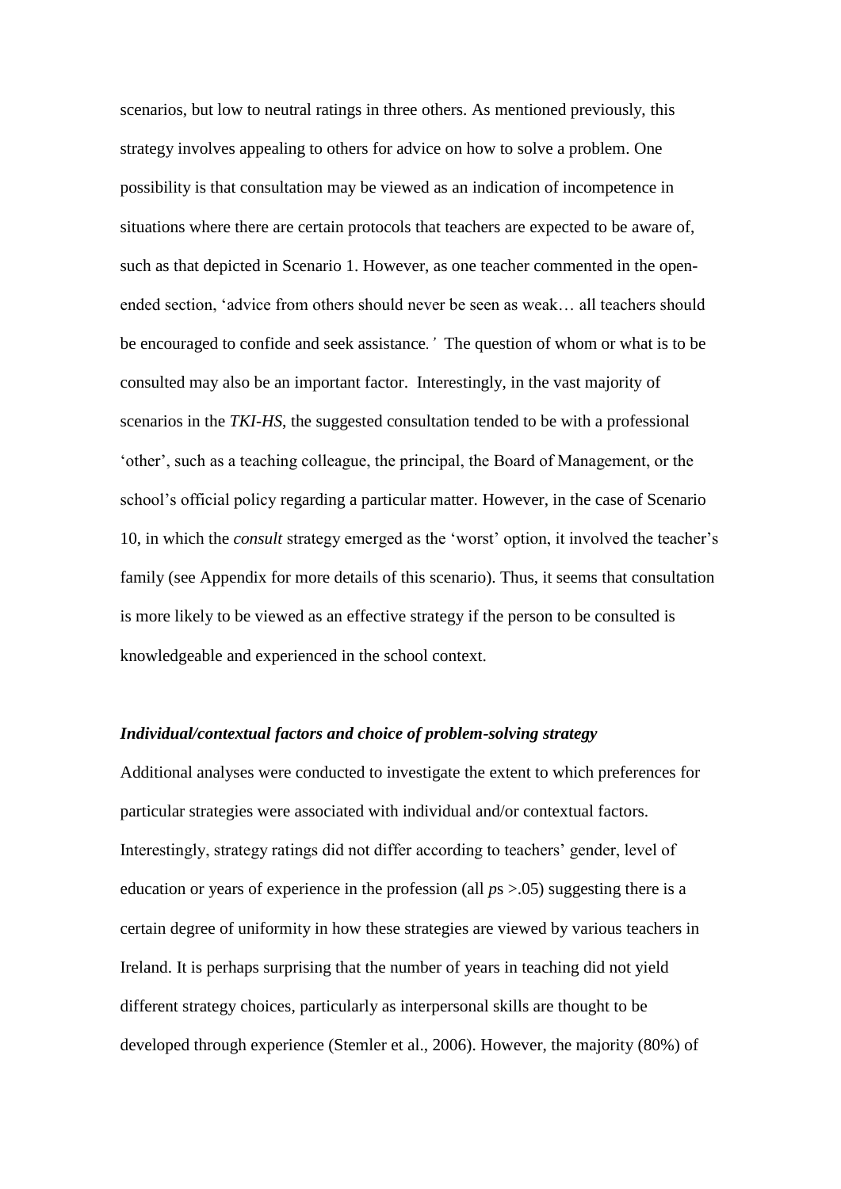scenarios, but low to neutral ratings in three others. As mentioned previously, this strategy involves appealing to others for advice on how to solve a problem. One possibility is that consultation may be viewed as an indication of incompetence in situations where there are certain protocols that teachers are expected to be aware of, such as that depicted in Scenario 1. However, as one teacher commented in the open-ended section, 'advice from others should never be seen as weak… all teachers should be encouraged to confide and seek assistance.' The question of whom or what is to be consulted may also be an important factor. Interestingly, in the vast majority of scenarios in the *TKI-HS*, the suggested consultation tended to be with a professional 'other', such as a teaching colleague, the principal, the Board of Management, or the school's official policy regarding a particular matter. However, in the case of Scenario 10, in which the *consult* strategy emerged as the 'worst' option, it involved the teacher's family (see Appendix for more details of this scenario). Thus, it seems that consultation is more likely to be viewed as an effective strategy if the person to be consulted is knowledgeable and experienced in the school context.

### *Individual/contextual factors and choice of problem-solving strategy*

Additional analyses were conducted to investigate the extent to which preferences for particular strategies were associated with individual and/or contextual factors. Interestingly, strategy ratings did not differ according to teachers' gender, level of education or years of experience in the profession (all $p$s $>.05$) suggesting there is a certain degree of uniformity in how these strategies are viewed by various teachers in Ireland. It is perhaps surprising that the number of years in teaching did not yield different strategy choices, particularly as interpersonal skills are thought to be developed through experience (Stemler et al., 2006). However, the majority (80%) of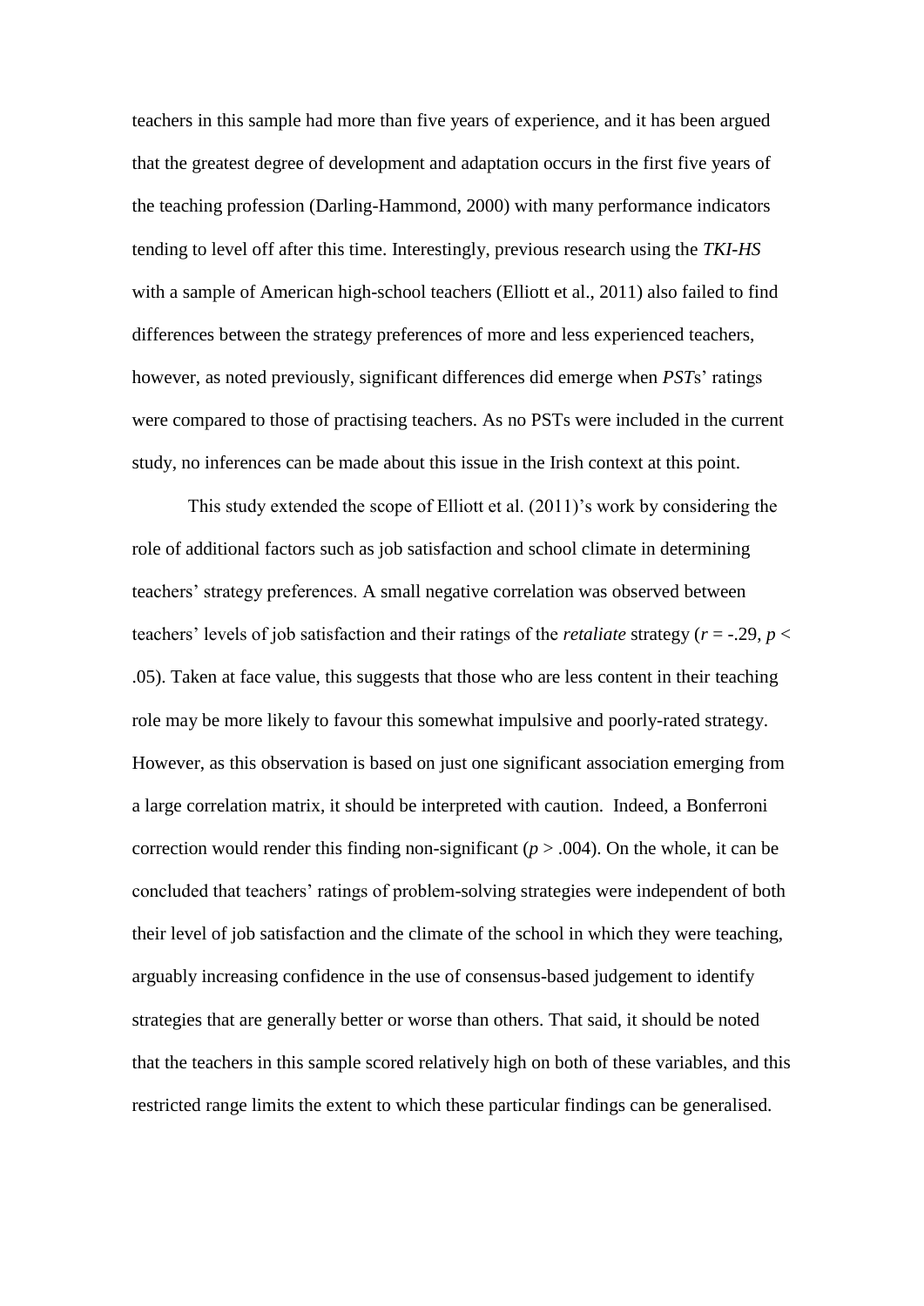teachers in this sample had more than five years of experience, and it has been argued that the greatest degree of development and adaptation occurs in the first five years of the teaching profession (Darling-Hammond, 2000) with many performance indicators tending to level off after this time. Interestingly, previous research using the *TKI-HS* with a sample of American high-school teachers (Elliott et al., 2011) also failed to find differences between the strategy preferences of more and less experienced teachers, however, as noted previously, significant differences did emerge when *PST*s' ratings were compared to those of practising teachers. As no PSTs were included in the current study, no inferences can be made about this issue in the Irish context at this point.

This study extended the scope of Elliott et al. (2011)'s work by considering the role of additional factors such as job satisfaction and school climate in determining teachers' strategy preferences. A small negative correlation was observed between teachers' levels of job satisfaction and their ratings of the *retaliate* strategy ($r = -.29$, $p < .05$). Taken at face value, this suggests that those who are less content in their teaching role may be more likely to favour this somewhat impulsive and poorly-rated strategy. However, as this observation is based on just one significant association emerging from a large correlation matrix, it should be interpreted with caution. Indeed, a Bonferroni correction would render this finding non-significant ($p > .004$). On the whole, it can be concluded that teachers' ratings of problem-solving strategies were independent of both their level of job satisfaction and the climate of the school in which they were teaching, arguably increasing confidence in the use of consensus-based judgement to identify strategies that are generally better or worse than others. That said, it should be noted that the teachers in this sample scored relatively high on both of these variables, and this restricted range limits the extent to which these particular findings can be generalised.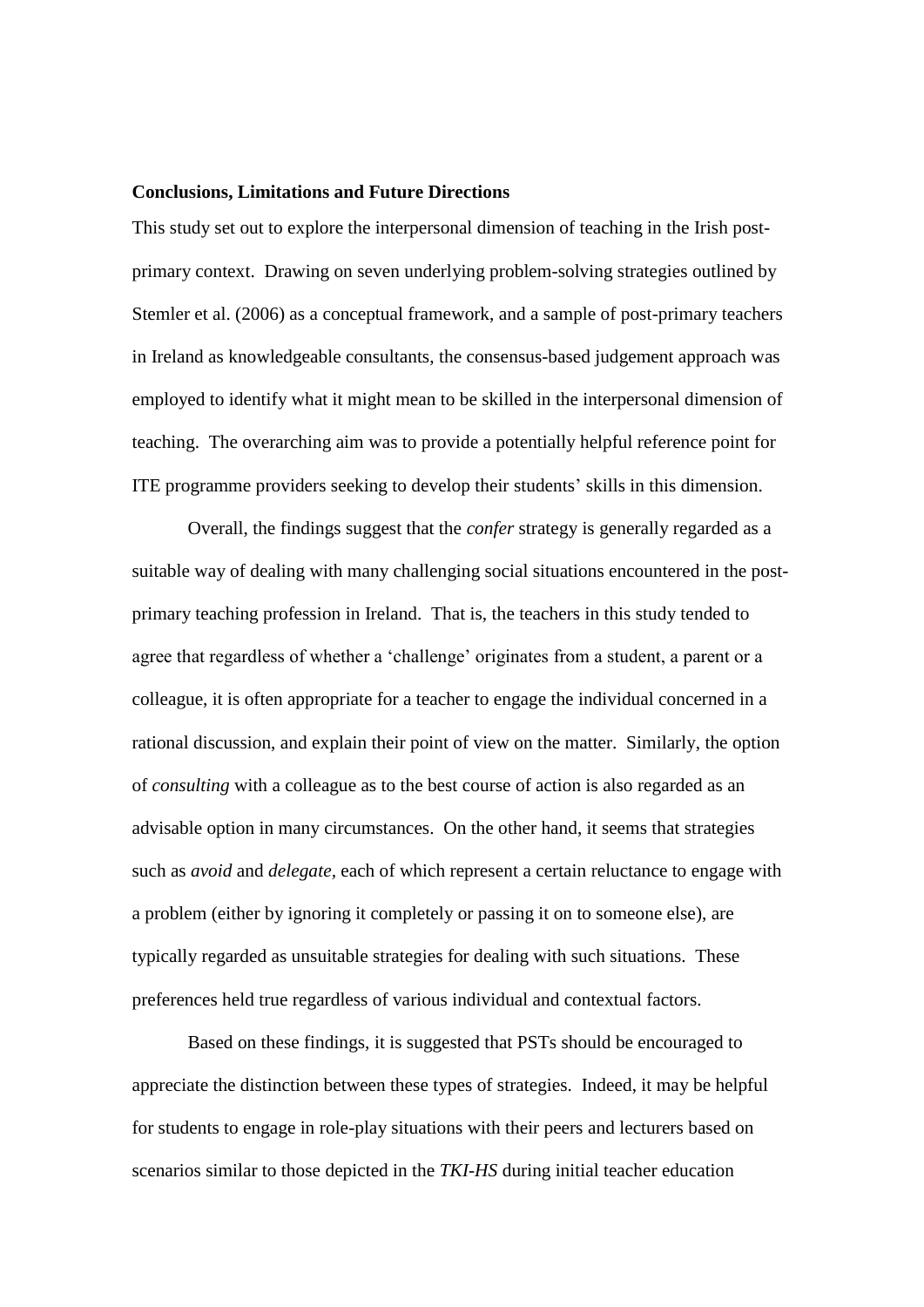**Conclusions, Limitations and Future Directions**

This study set out to explore the interpersonal dimension of teaching in the Irish post-primary context. Drawing on seven underlying problem-solving strategies outlined by Stemler et al. (2006) as a conceptual framework, and a sample of post-primary teachers in Ireland as knowledgeable consultants, the consensus-based judgement approach was employed to identify what it might mean to be skilled in the interpersonal dimension of teaching. The overarching aim was to provide a potentially helpful reference point for ITE programme providers seeking to develop their students' skills in this dimension.

Overall, the findings suggest that the *confer* strategy is generally regarded as a suitable way of dealing with many challenging social situations encountered in the post-primary teaching profession in Ireland. That is, the teachers in this study tended to agree that regardless of whether a 'challenge' originates from a student, a parent or a colleague, it is often appropriate for a teacher to engage the individual concerned in a rational discussion, and explain their point of view on the matter. Similarly, the option of *consulting* with a colleague as to the best course of action is also regarded as an advisable option in many circumstances. On the other hand, it seems that strategies such as *avoid* and *delegate*, each of which represent a certain reluctance to engage with a problem (either by ignoring it completely or passing it on to someone else), are typically regarded as unsuitable strategies for dealing with such situations. These preferences held true regardless of various individual and contextual factors.

Based on these findings, it is suggested that PSTs should be encouraged to appreciate the distinction between these types of strategies. Indeed, it may be helpful for students to engage in role-play situations with their peers and lecturers based on scenarios similar to those depicted in the *TKI-HS* during initial teacher education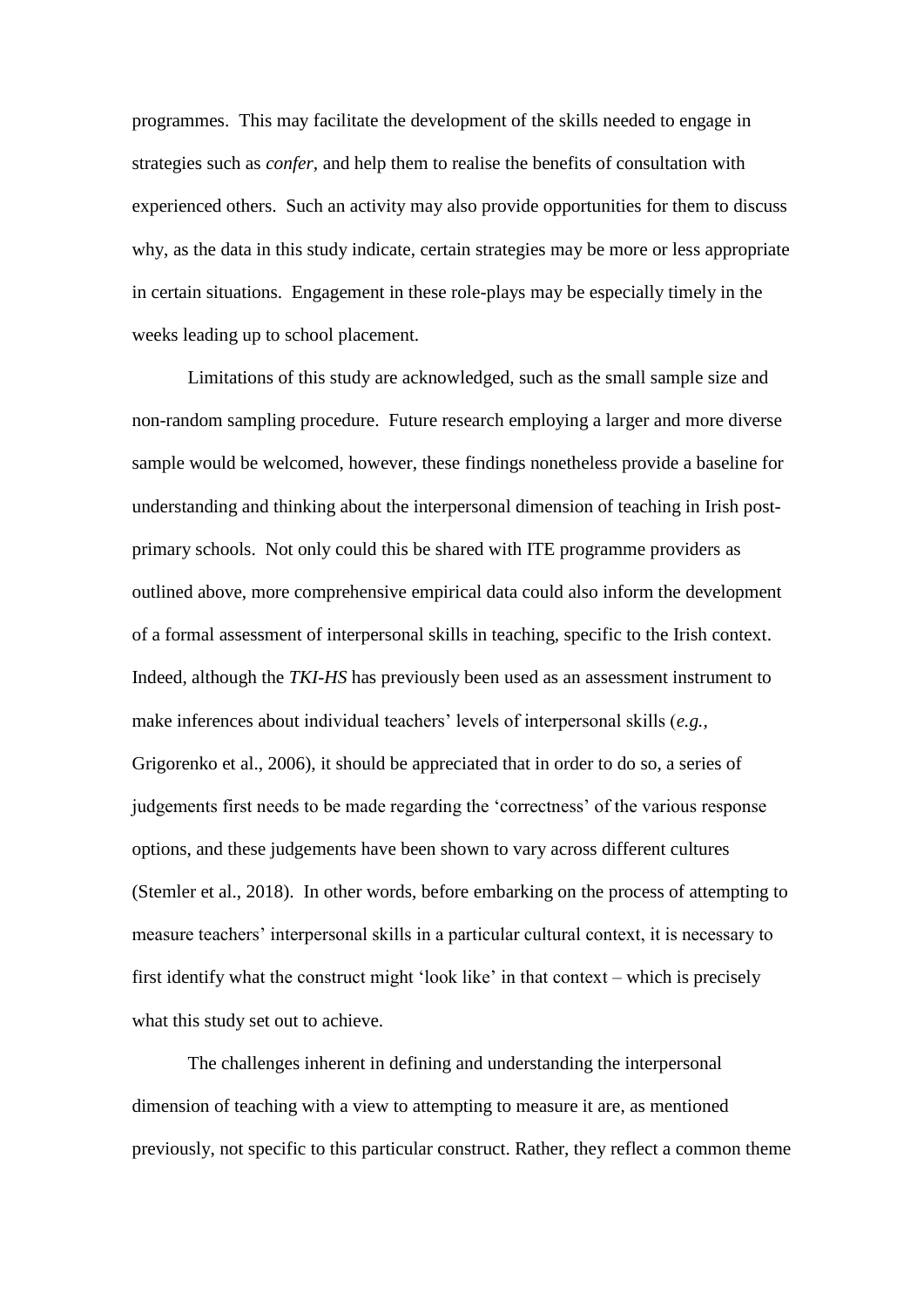programmes. This may facilitate the development of the skills needed to engage in strategies such as *confer*, and help them to realise the benefits of consultation with experienced others. Such an activity may also provide opportunities for them to discuss why, as the data in this study indicate, certain strategies may be more or less appropriate in certain situations. Engagement in these role-plays may be especially timely in the weeks leading up to school placement.

Limitations of this study are acknowledged, such as the small sample size and non-random sampling procedure. Future research employing a larger and more diverse sample would be welcomed, however, these findings nonetheless provide a baseline for understanding and thinking about the interpersonal dimension of teaching in Irish post-primary schools. Not only could this be shared with ITE programme providers as outlined above, more comprehensive empirical data could also inform the development of a formal assessment of interpersonal skills in teaching, specific to the Irish context. Indeed, although the *TKI-HS* has previously been used as an assessment instrument to make inferences about individual teachers' levels of interpersonal skills (*e.g.*, Grigorenko et al., 2006), it should be appreciated that in order to do so, a series of judgements first needs to be made regarding the 'correctness' of the various response options, and these judgements have been shown to vary across different cultures (Stemler et al., 2018). In other words, before embarking on the process of attempting to measure teachers' interpersonal skills in a particular cultural context, it is necessary to first identify what the construct might 'look like' in that context – which is precisely what this study set out to achieve.

The challenges inherent in defining and understanding the interpersonal dimension of teaching with a view to attempting to measure it are, as mentioned previously, not specific to this particular construct. Rather, they reflect a common theme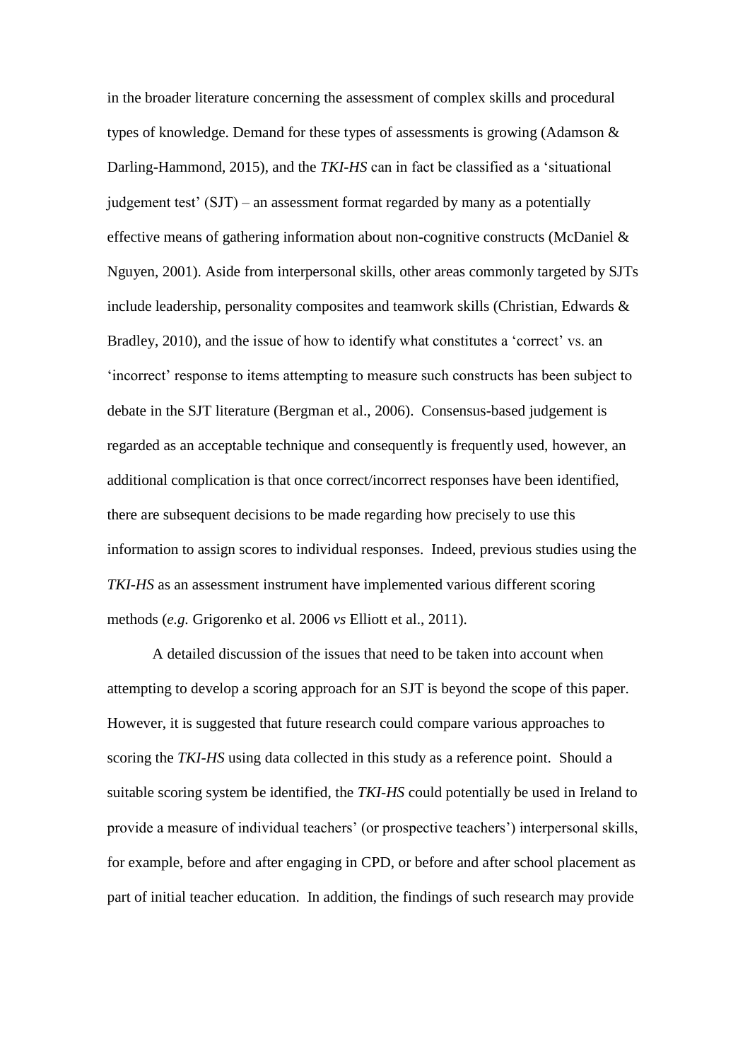in the broader literature concerning the assessment of complex skills and procedural types of knowledge. Demand for these types of assessments is growing (Adamson & Darling-Hammond, 2015), and the *TKI-HS* can in fact be classified as a 'situational judgement test' (SJT) – an assessment format regarded by many as a potentially effective means of gathering information about non-cognitive constructs (McDaniel & Nguyen, 2001). Aside from interpersonal skills, other areas commonly targeted by SJTs include leadership, personality composites and teamwork skills (Christian, Edwards & Bradley, 2010), and the issue of how to identify what constitutes a 'correct' vs. an 'incorrect' response to items attempting to measure such constructs has been subject to debate in the SJT literature (Bergman et al., 2006). Consensus-based judgement is regarded as an acceptable technique and consequently is frequently used, however, an additional complication is that once correct/incorrect responses have been identified, there are subsequent decisions to be made regarding how precisely to use this information to assign scores to individual responses. Indeed, previous studies using the *TKI-HS* as an assessment instrument have implemented various different scoring methods (*e.g.* Grigorenko et al. 2006 *vs* Elliott et al., 2011).

A detailed discussion of the issues that need to be taken into account when attempting to develop a scoring approach for an SJT is beyond the scope of this paper. However, it is suggested that future research could compare various approaches to scoring the *TKI-HS* using data collected in this study as a reference point. Should a suitable scoring system be identified, the *TKI-HS* could potentially be used in Ireland to provide a measure of individual teachers' (or prospective teachers') interpersonal skills, for example, before and after engaging in CPD, or before and after school placement as part of initial teacher education. In addition, the findings of such research may provide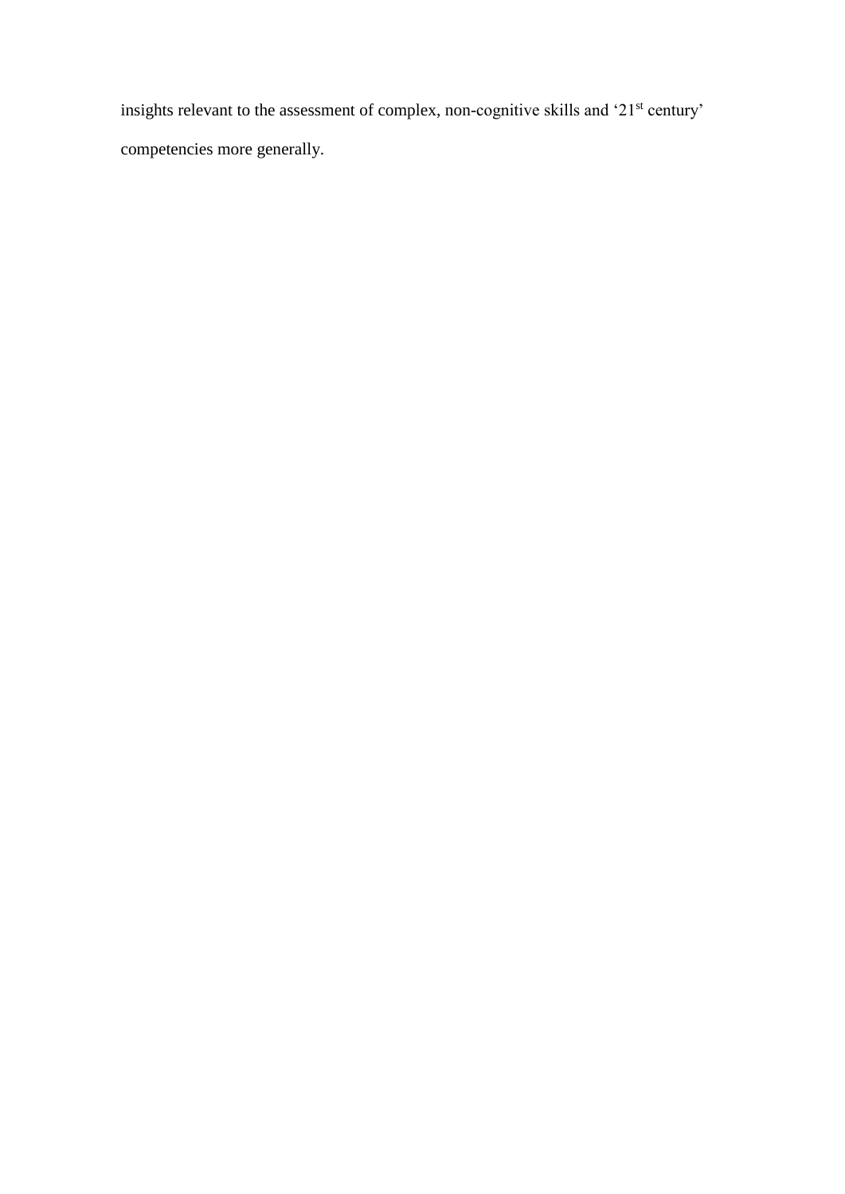insights relevant to the assessment of complex, non-cognitive skills and ‘21st century’ competencies more generally.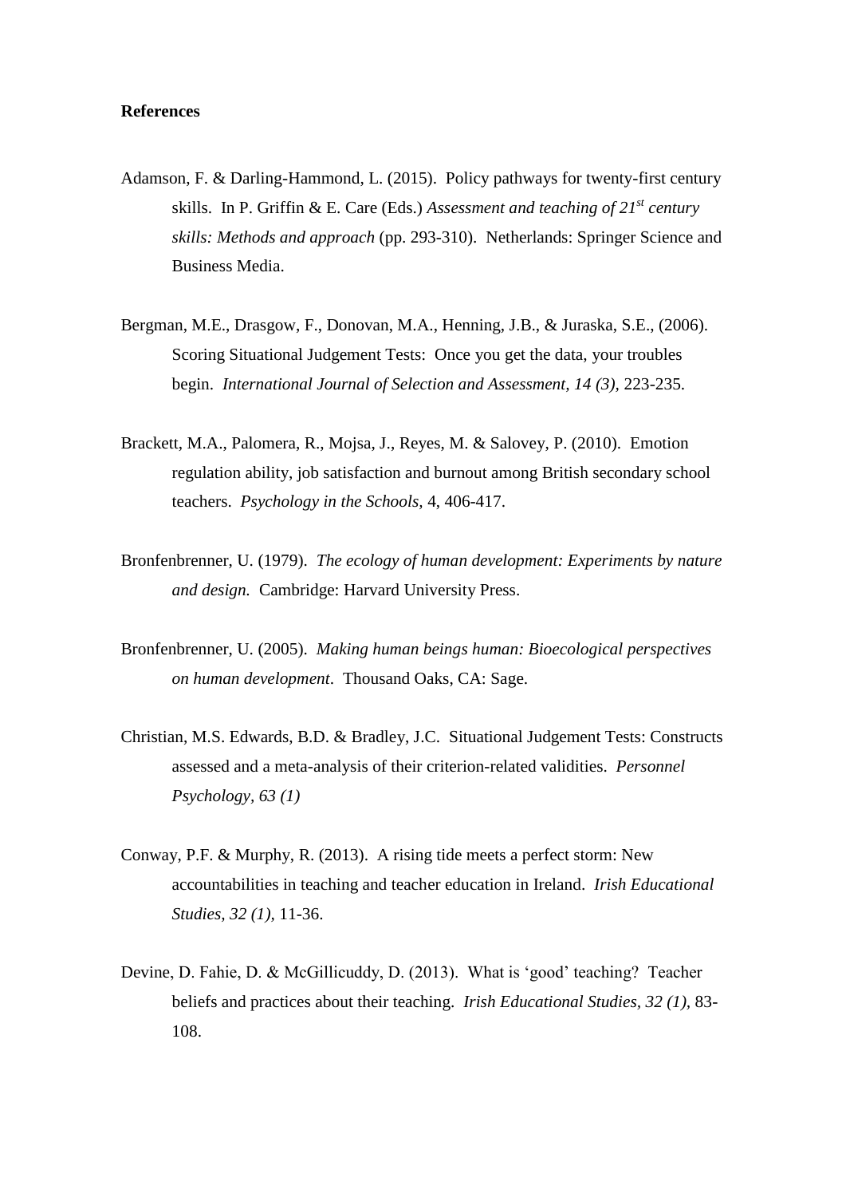**References**

Adamson, F. & Darling-Hammond, L. (2015). Policy pathways for twenty-first century skills. In P. Griffin & E. Care (Eds.) *Assessment and teaching of 21st century skills: Methods and approach* (pp. 293-310). Netherlands: Springer Science and Business Media.

Bergman, M.E., Drasgow, F., Donovan, M.A., Henning, J.B., & Juraska, S.E., (2006). Scoring Situational Judgement Tests: Once you get the data, your troubles begin. *International Journal of Selection and Assessment, 14 (3)*, 223-235.

Brackett, M.A., Palomera, R., Mojsa, J., Reyes, M. & Salovey, P. (2010). Emotion regulation ability, job satisfaction and burnout among British secondary school teachers. *Psychology in the Schools,* 4, 406-417.

Bronfenbrenner, U. (1979). *The ecology of human development: Experiments by nature and design.* Cambridge: Harvard University Press.

Bronfenbrenner, U. (2005). *Making human beings human: Bioecological perspectives on human development*. Thousand Oaks, CA: Sage.

Christian, M.S. Edwards, B.D. & Bradley, J.C. Situational Judgement Tests: Constructs assessed and a meta-analysis of their criterion-related validities. *Personnel Psychology, 63 (1)*

Conway, P.F. & Murphy, R. (2013). A rising tide meets a perfect storm: New accountabilities in teaching and teacher education in Ireland. *Irish Educational Studies, 32 (1)*, 11-36.

Devine, D. Fahie, D. & McGillicuddy, D. (2013). What is 'good' teaching? Teacher beliefs and practices about their teaching. *Irish Educational Studies, 32 (1),* 83-108.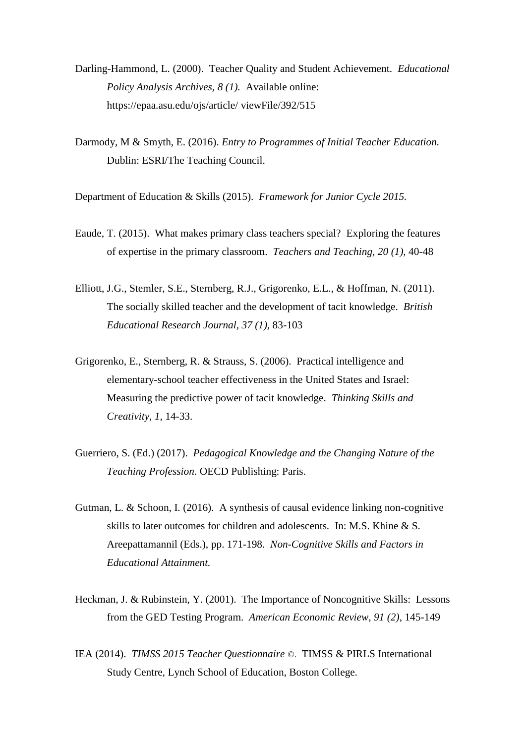Darling-Hammond, L. (2000). Teacher Quality and Student Achievement. *Educational Policy Analysis Archives, 8 (1).* Available online: https://epaa.asu.edu/ojs/article/ viewFile/392/515

Darmody, M & Smyth, E. (2016). *Entry to Programmes of Initial Teacher Education.* Dublin: ESRI/The Teaching Council.

Department of Education & Skills (2015). *Framework for Junior Cycle 2015.*

Eaude, T. (2015). What makes primary class teachers special? Exploring the features of expertise in the primary classroom. *Teachers and Teaching, 20 (1),* 40-48

Elliott, J.G., Stemler, S.E., Sternberg, R.J., Grigorenko, E.L., & Hoffman, N. (2011). The socially skilled teacher and the development of tacit knowledge. *British Educational Research Journal, 37 (1),* 83-103

Grigorenko, E., Sternberg, R. & Strauss, S. (2006). Practical intelligence and elementary-school teacher effectiveness in the United States and Israel: Measuring the predictive power of tacit knowledge. *Thinking Skills and Creativity, 1,* 14-33.

Guerriero, S. (Ed.) (2017). *Pedagogical Knowledge and the Changing Nature of the Teaching Profession.* OECD Publishing: Paris.

Gutman, L. & Schoon, I. (2016). A synthesis of causal evidence linking non-cognitive skills to later outcomes for children and adolescents. In: M.S. Khine & S. Areepattamannil (Eds.), pp. 171-198. *Non-Cognitive Skills and Factors in Educational Attainment.*

Heckman, J. & Rubinstein, Y. (2001). The Importance of Noncognitive Skills: Lessons from the GED Testing Program. *American Economic Review, 91 (2),* 145-149

IEA (2014). *TIMSS 2015 Teacher Questionnaire* ©. TIMSS & PIRLS International Study Centre, Lynch School of Education, Boston College.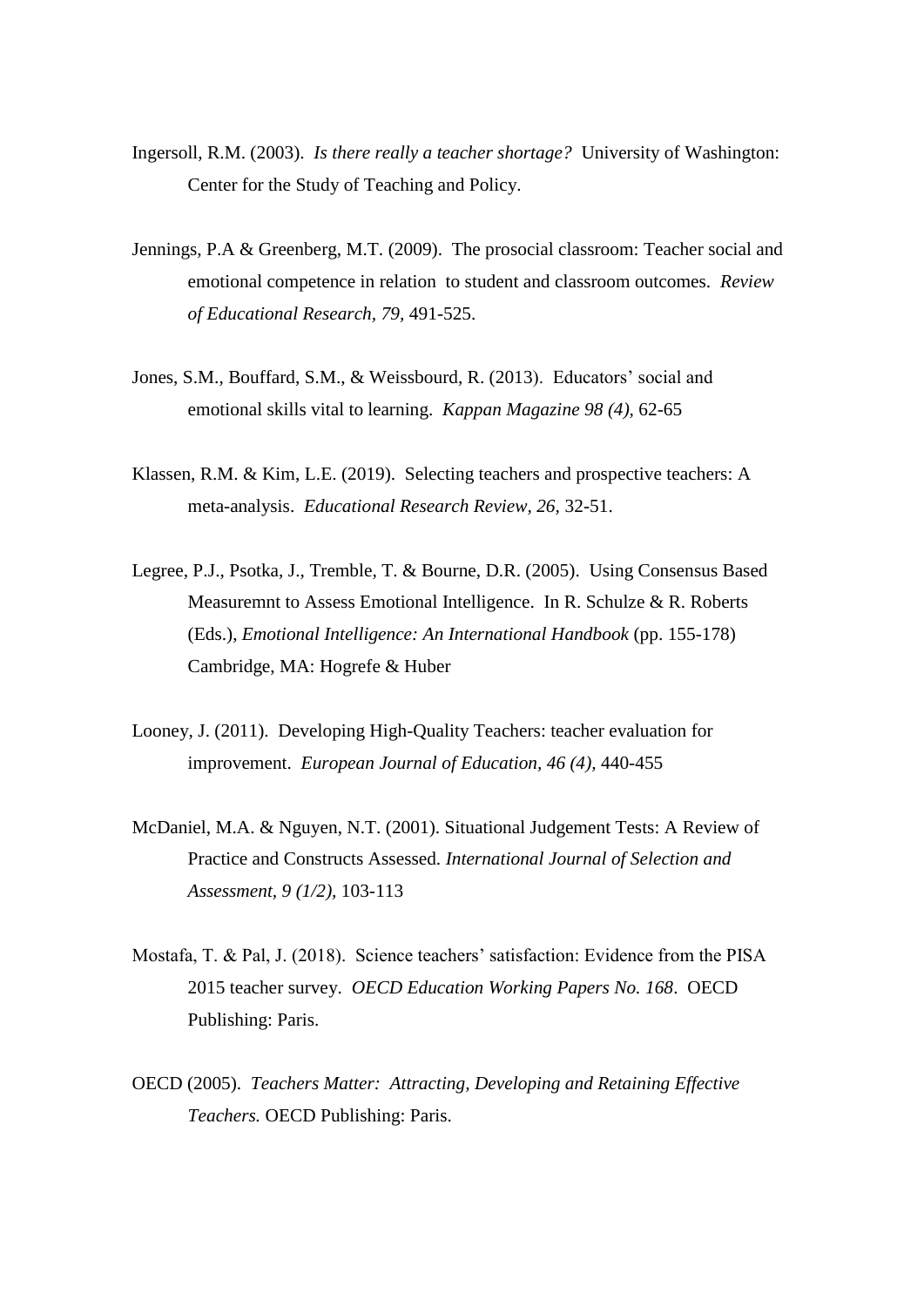Ingersoll, R.M. (2003). *Is there really a teacher shortage?* University of Washington: Center for the Study of Teaching and Policy.

Jennings, P.A & Greenberg, M.T. (2009). The prosocial classroom: Teacher social and emotional competence in relation to student and classroom outcomes. *Review of Educational Research, 79,* 491-525.

Jones, S.M., Bouffard, S.M., & Weissbourd, R. (2013). Educators' social and emotional skills vital to learning. *Kappan Magazine 98 (4),* 62-65

Klassen, R.M. & Kim, L.E. (2019). Selecting teachers and prospective teachers: A meta-analysis. *Educational Research Review, 26,* 32-51.

Legree, P.J., Psotka, J., Tremble, T. & Bourne, D.R. (2005). Using Consensus Based Measuremnt to Assess Emotional Intelligence. In R. Schulze & R. Roberts (Eds.), *Emotional Intelligence: An International Handbook* (pp. 155-178) Cambridge, MA: Hogrefe & Huber

Looney, J. (2011). Developing High-Quality Teachers: teacher evaluation for improvement. *European Journal of Education, 46 (4),* 440-455

McDaniel, M.A. & Nguyen, N.T. (2001). Situational Judgement Tests: A Review of Practice and Constructs Assessed. *International Journal of Selection and Assessment, 9 (1/2),* 103-113

Mostafa, T. & Pal, J. (2018). Science teachers' satisfaction: Evidence from the PISA 2015 teacher survey. *OECD Education Working Papers No. 168*. OECD Publishing: Paris.

OECD (2005). *Teachers Matter: Attracting, Developing and Retaining Effective Teachers.* OECD Publishing: Paris.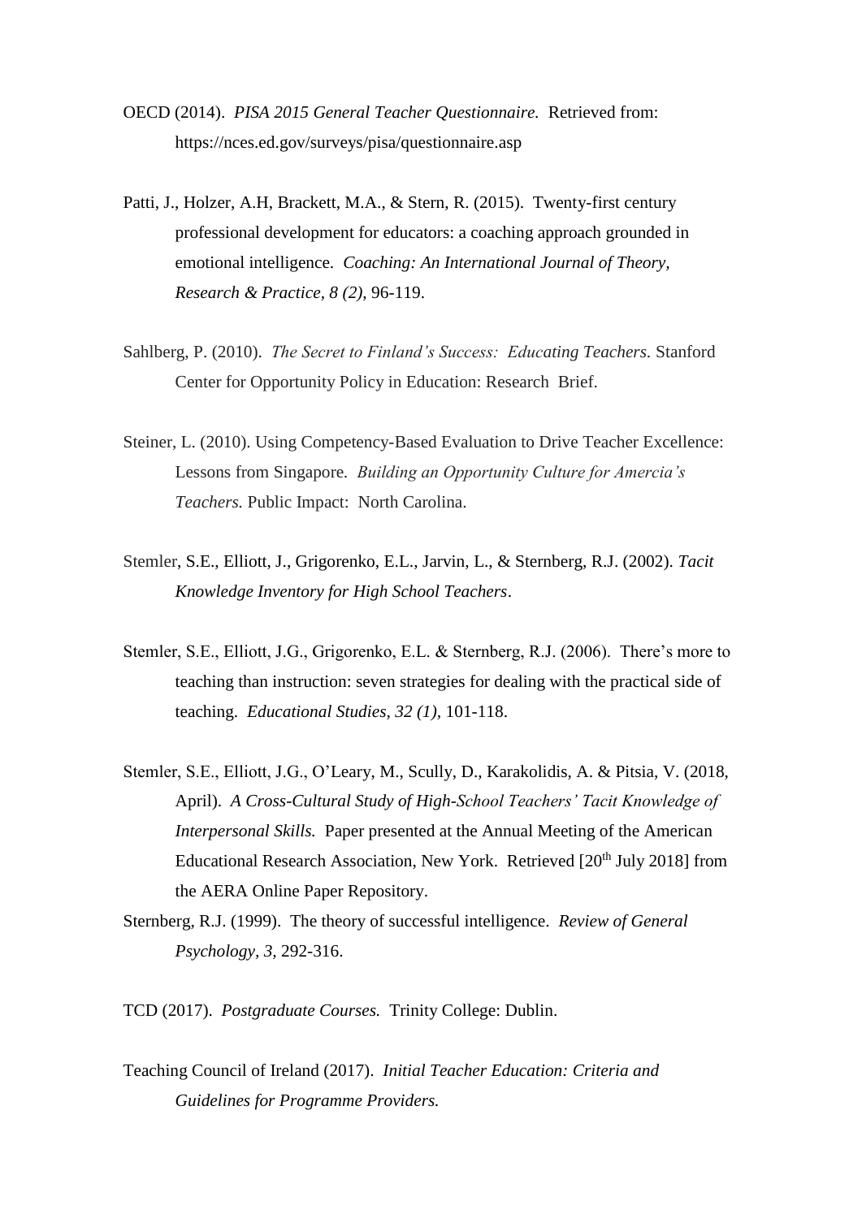OECD (2014). *PISA 2015 General Teacher Questionnaire.* Retrieved from: https://nces.ed.gov/surveys/pisa/questionnaire.asp

Patti, J., Holzer, A.H, Brackett, M.A., & Stern, R. (2015). Twenty-first century professional development for educators: a coaching approach grounded in emotional intelligence. *Coaching: An International Journal of Theory, Research & Practice, 8 (2),* 96-119.

Sahlberg, P. (2010). *The Secret to Finland's Success: Educating Teachers.* Stanford Center for Opportunity Policy in Education: Research Brief.

Steiner, L. (2010). Using Competency-Based Evaluation to Drive Teacher Excellence: Lessons from Singapore. *Building an Opportunity Culture for Amercia's Teachers.* Public Impact: North Carolina.

Stemler, S.E., Elliott, J., Grigorenko, E.L., Jarvin, L., & Sternberg, R.J. (2002). *Tacit Knowledge Inventory for High School Teachers*.

Stemler, S.E., Elliott, J.G., Grigorenko, E.L. & Sternberg, R.J. (2006). There's more to teaching than instruction: seven strategies for dealing with the practical side of teaching. *Educational Studies, 32 (1),* 101-118.

Stemler, S.E., Elliott, J.G., O'Leary, M., Scully, D., Karakolidis, A. & Pitsia, V. (2018, April). *A Cross-Cultural Study of High-School Teachers' Tacit Knowledge of Interpersonal Skills.* Paper presented at the Annual Meeting of the American Educational Research Association, New York. Retrieved [20th July 2018] from the AERA Online Paper Repository.

Sternberg, R.J. (1999). The theory of successful intelligence. *Review of General Psychology, 3,* 292-316.

TCD (2017). *Postgraduate Courses.* Trinity College: Dublin.

Teaching Council of Ireland (2017). *Initial Teacher Education: Criteria and Guidelines for Programme Providers.*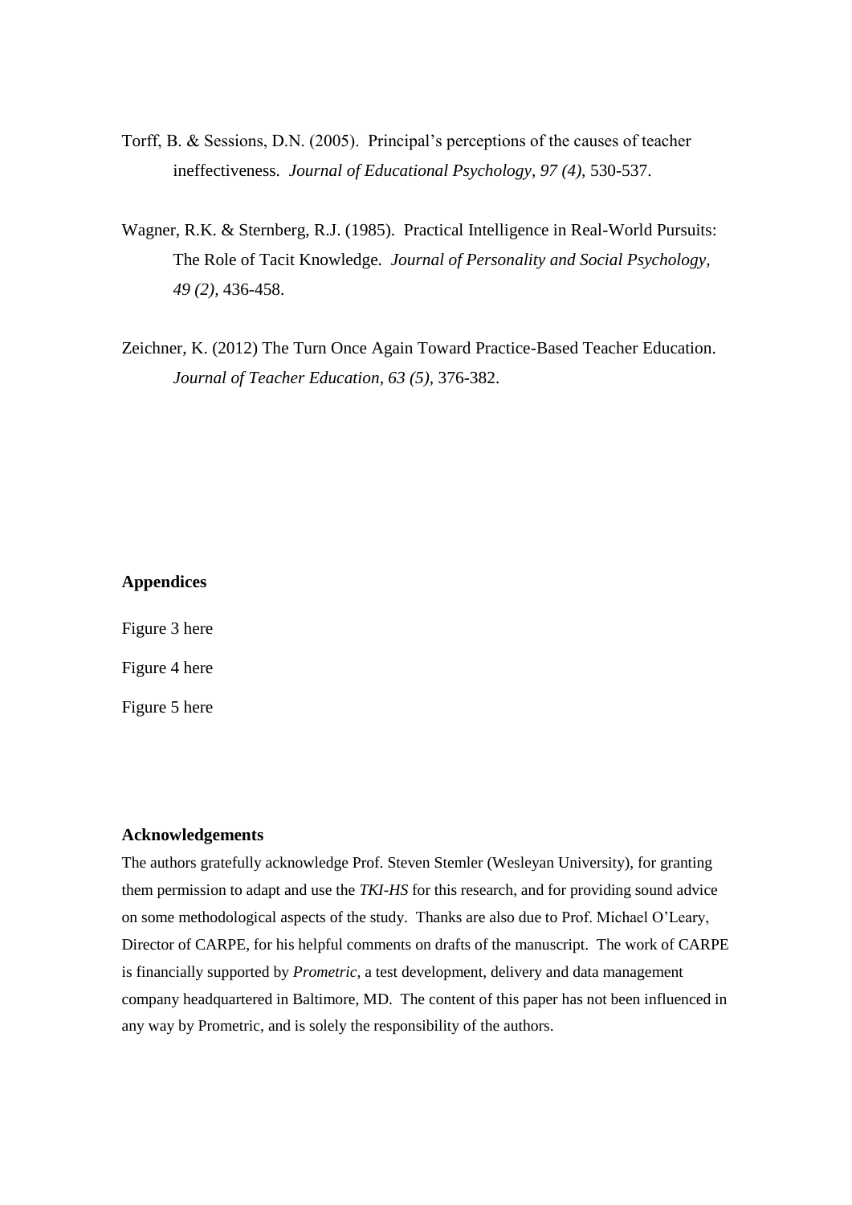Torff, B. & Sessions, D.N. (2005). Principal's perceptions of the causes of teacher ineffectiveness. *Journal of Educational Psychology, 97 (4),* 530-537.

Wagner, R.K. & Sternberg, R.J. (1985). Practical Intelligence in Real-World Pursuits: The Role of Tacit Knowledge. *Journal of Personality and Social Psychology, 49 (2),* 436-458.

Zeichner, K. (2012) The Turn Once Again Toward Practice-Based Teacher Education. *Journal of Teacher Education, 63 (5),* 376-382.

**Appendices**

Figure 3 here

Figure 4 here

Figure 5 here

**Acknowledgements**

The authors gratefully acknowledge Prof. Steven Stemler (Wesleyan University), for granting them permission to adapt and use the *TKI-HS* for this research, and for providing sound advice on some methodological aspects of the study. Thanks are also due to Prof. Michael O'Leary, Director of CARPE, for his helpful comments on drafts of the manuscript. The work of CARPE is financially supported by *Prometric*, a test development, delivery and data management company headquartered in Baltimore, MD. The content of this paper has not been influenced in any way by Prometric, and is solely the responsibility of the authors.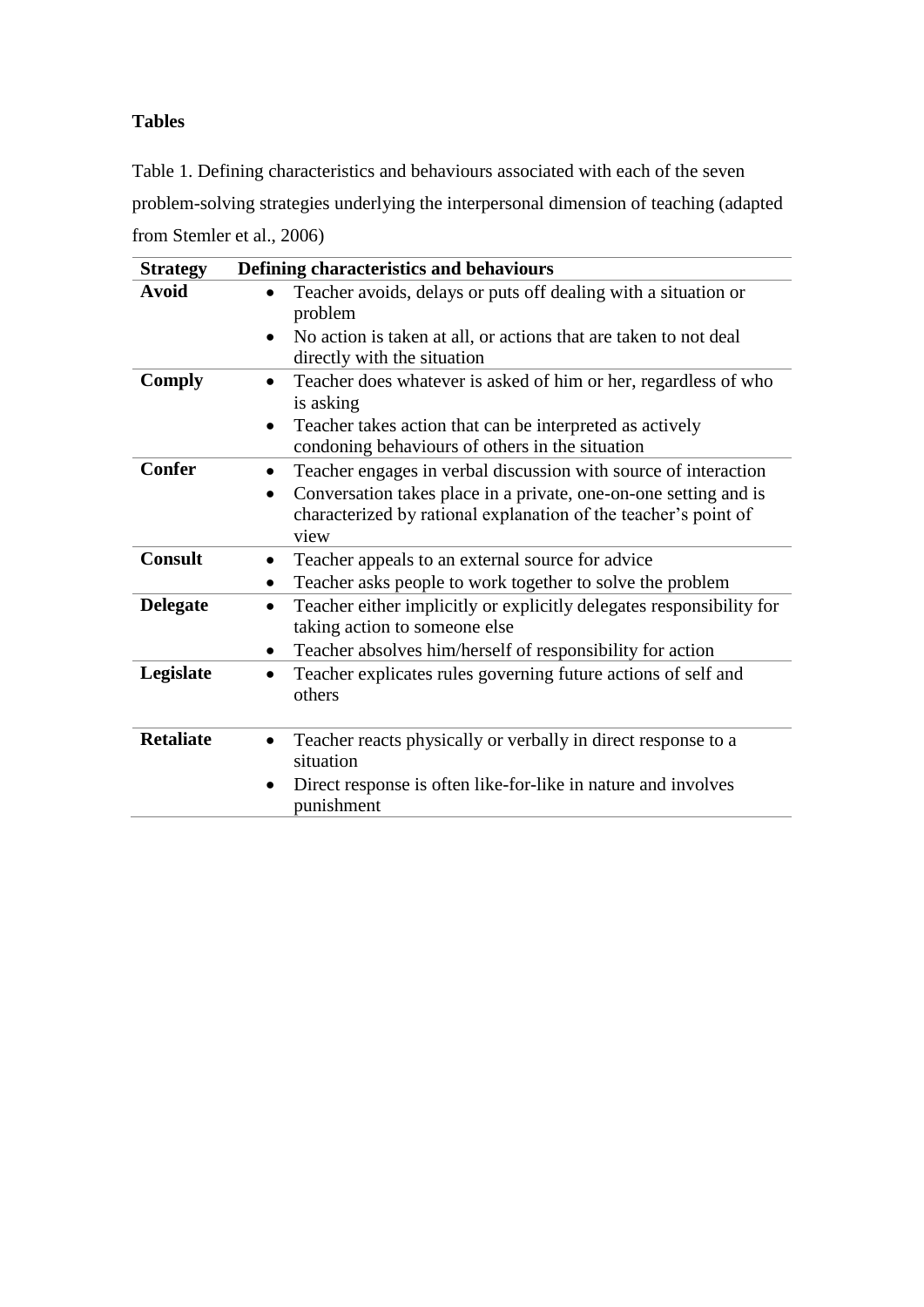**Tables**

Table 1. Defining characteristics and behaviours associated with each of the seven problem-solving strategies underlying the interpersonal dimension of teaching (adapted from Stemler et al., 2006)

| Strategy | Defining characteristics and behaviours |
|---|---|
| **Avoid** | • Teacher avoids, delays or puts off dealing with a situation or problem<br>• No action is taken at all, or actions that are taken to not deal directly with the situation |
| **Comply** | • Teacher does whatever is asked of him or her, regardless of who is asking<br>• Teacher takes action that can be interpreted as actively condoning behaviours of others in the situation |
| **Confer** | • Teacher engages in verbal discussion with source of interaction<br>• Conversation takes place in a private, one-on-one setting and is characterized by rational explanation of the teacher's point of view |
| **Consult** | • Teacher appeals to an external source for advice<br>• Teacher asks people to work together to solve the problem |
| **Delegate** | • Teacher either implicitly or explicitly delegates responsibility for taking action to someone else<br>• Teacher absolves him/herself of responsibility for action |
| **Legislate** | • Teacher explicates rules governing future actions of self and others |
| **Retaliate** | • Teacher reacts physically or verbally in direct response to a situation<br>• Direct response is often like-for-like in nature and involves punishment |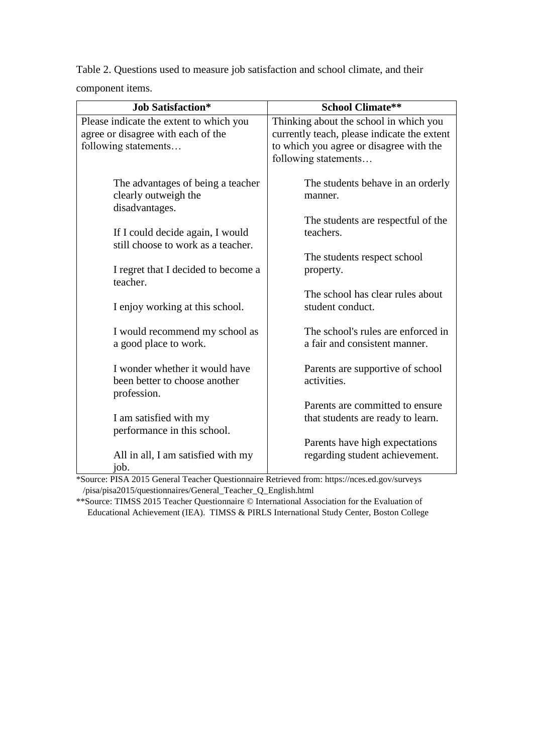Table 2. Questions used to measure job satisfaction and school climate, and their component items.

| Job Satisfaction* | School Climate** |
|---|---|
| Please indicate the extent to which you agree or disagree with each of the following statements… | Thinking about the school in which you currently teach, please indicate the extent to which you agree or disagree with the following statements… |
| The advantages of being a teacher clearly outweigh the disadvantages. | The students behave in an orderly manner. |
| If I could decide again, I would still choose to work as a teacher. | The students are respectful of the teachers. |
| I regret that I decided to become a teacher. | The students respect school property. |
| I enjoy working at this school. | The school has clear rules about student conduct. |
| I would recommend my school as a good place to work. | The school's rules are enforced in a fair and consistent manner. |
| I wonder whether it would have been better to choose another profession. | Parents are supportive of school activities. |
| I am satisfied with my performance in this school. | Parents are committed to ensure that students are ready to learn. |
| All in all, I am satisfied with my job. | Parents have high expectations regarding student achievement. |

*Source: PISA 2015 General Teacher Questionnaire Retrieved from: https://nces.ed.gov/surveys/pisa/pisa2015/questionnaires/General_Teacher_Q_English.html

**Source: TIMSS 2015 Teacher Questionnaire © International Association for the Evaluation of Educational Achievement (IEA). TIMSS & PIRLS International Study Center, Boston College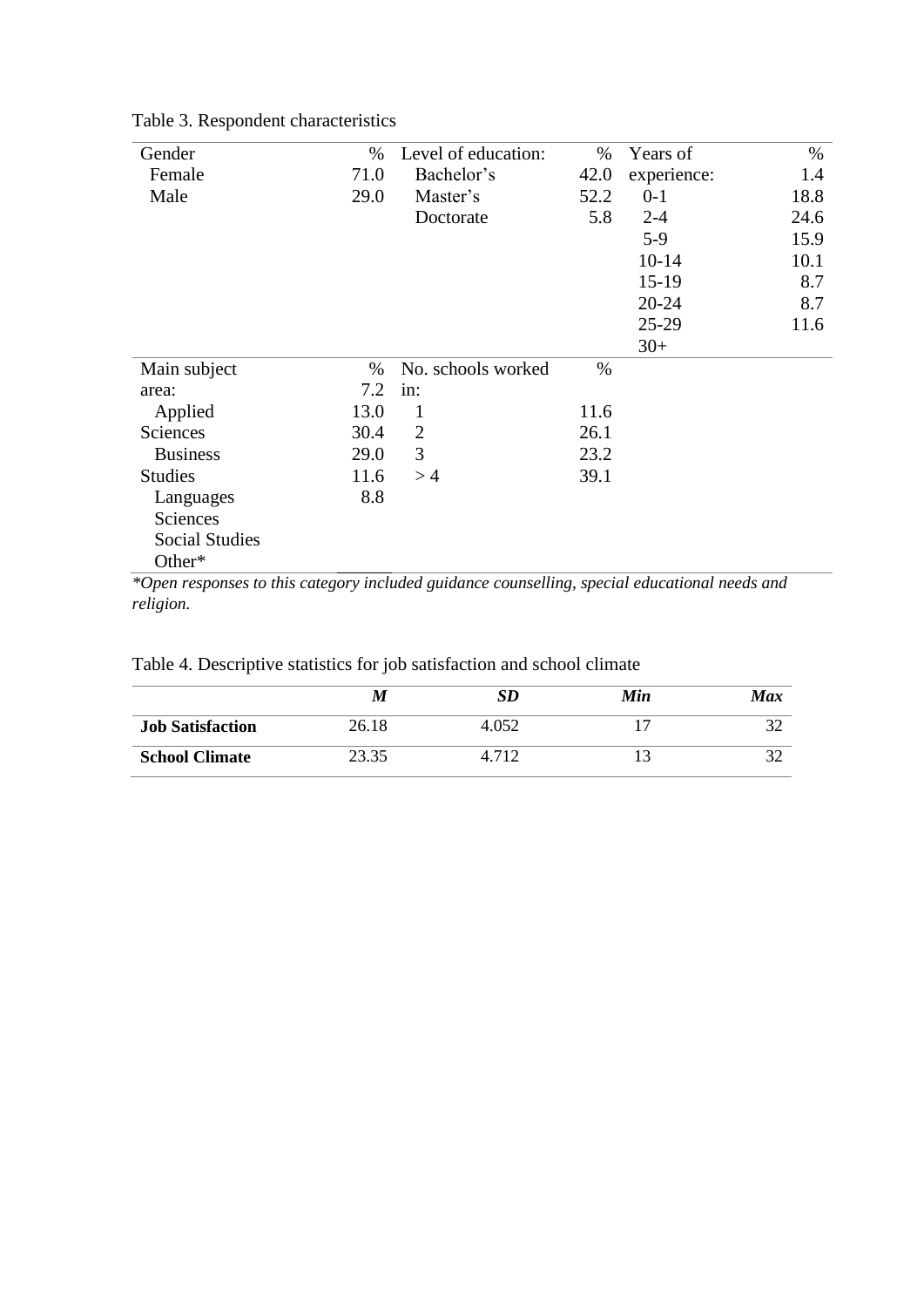Table 3. Respondent characteristics

| Gender | % | Level of education: | % | Years of | % |
|---|---|---|---|---|---|
| Female | 71.0 | Bachelor's | 42.0 | experience: | 1.4 |
| Male | 29.0 | Master's | 52.2 | 0-1 | 18.8 |
| | | Doctorate | 5.8 | 2-4 | 24.6 |
| | | | | 5-9 | 15.9 |
| | | | | 10-14 | 10.1 |
| | | | | 15-19 | 8.7 |
| | | | | 20-24 | 8.7 |
| | | | | 25-29 | 11.6 |
| | | | | 30+ | |
| Main subject | % | No. schools worked | % | | |
| area: | 7.2 | in: | | | |
| Applied | 13.0 | 1 | 11.6 | | |
| Sciences | 30.4 | 2 | 26.1 | | |
| Business | 29.0 | 3 | 23.2 | | |
| Studies | 11.6 | > 4 | 39.1 | | |
| Languages | 8.8 | | | | |
| Sciences | | | | | |
| Social Studies | | | | | |
| Other* | | | | | |

*\*Open responses to this category included guidance counselling, special educational needs and religion.*

Table 4. Descriptive statistics for job satisfaction and school climate

| | ***M*** | ***SD*** | ***Min*** | ***Max*** |
|---|---|---|---|---|
| **Job Satisfaction** | 26.18 | 4.052 | 17 | 32 |
| **School Climate** | 23.35 | 4.712 | 13 | 32 |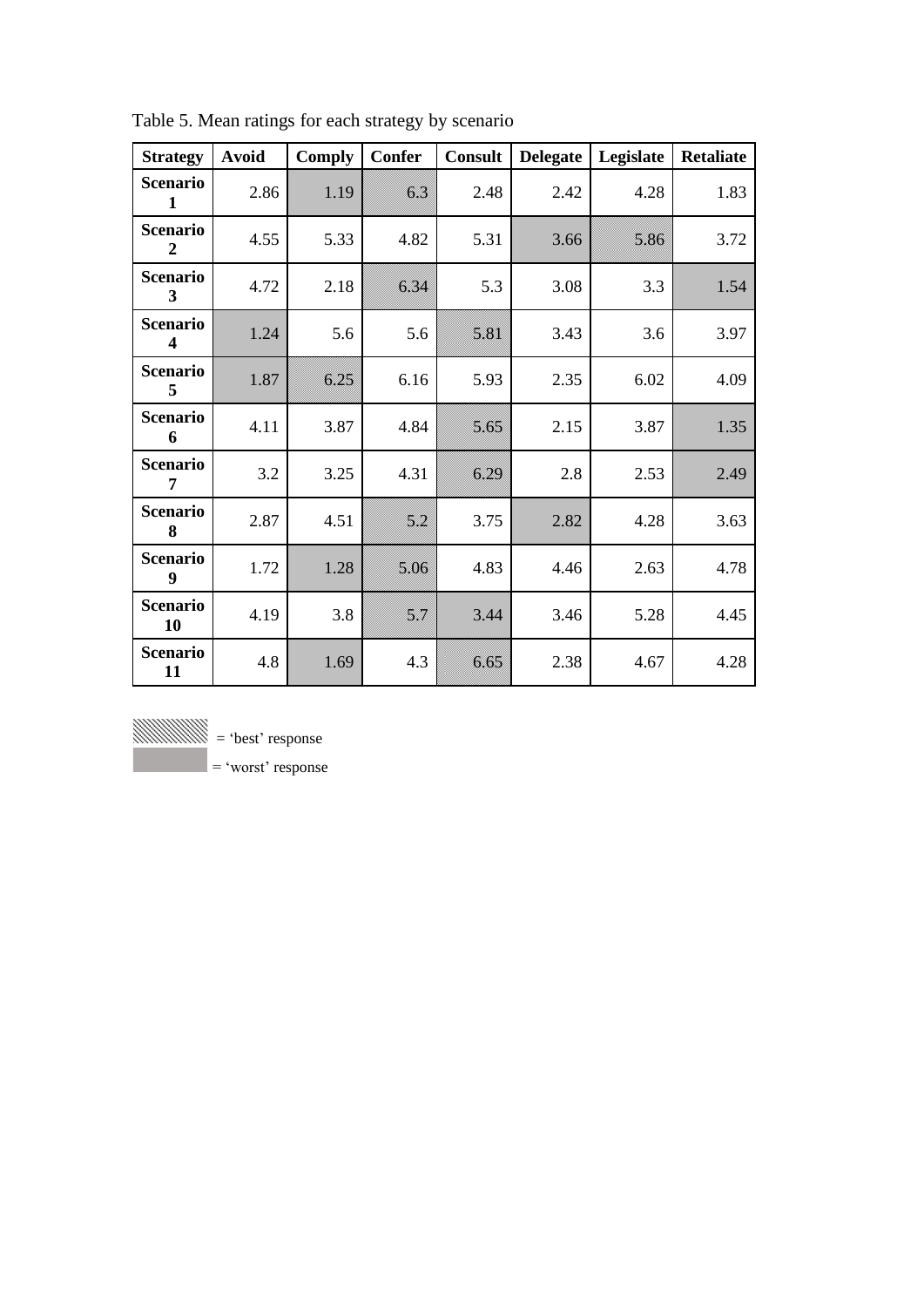Table 5. Mean ratings for each strategy by scenario

| Strategy | Avoid | Comply | Confer | Consult | Delegate | Legislate | Retaliate |
|---|---|---|---|---|---|---|---|
| **Scenario 1** | 2.86 | 1.19 | 6.3 | 2.48 | 2.42 | 4.28 | 1.83 |
| **Scenario 2** | 4.55 | 5.33 | 4.82 | 5.31 | 3.66 | 5.86 | 3.72 |
| **Scenario 3** | 4.72 | 2.18 | 6.34 | 5.3 | 3.08 | 3.3 | 1.54 |
| **Scenario 4** | 1.24 | 5.6 | 5.6 | 5.81 | 3.43 | 3.6 | 3.97 |
| **Scenario 5** | 1.87 | 6.25 | 6.16 | 5.93 | 2.35 | 6.02 | 4.09 |
| **Scenario 6** | 4.11 | 3.87 | 4.84 | 5.65 | 2.15 | 3.87 | 1.35 |
| **Scenario 7** | 3.2 | 3.25 | 4.31 | 6.29 | 2.8 | 2.53 | 2.49 |
| **Scenario 8** | 2.87 | 4.51 | 5.2 | 3.75 | 2.82 | 4.28 | 3.63 |
| **Scenario 9** | 1.72 | 1.28 | 5.06 | 4.83 | 4.46 | 2.63 | 4.78 |
| **Scenario 10** | 4.19 | 3.8 | 5.7 | 3.44 | 3.46 | 5.28 | 4.45 |
| **Scenario 11** | 4.8 | 1.69 | 4.3 | 6.65 | 2.38 | 4.67 | 4.28 |

(hatched) = 'best' response

(grey) = 'worst' response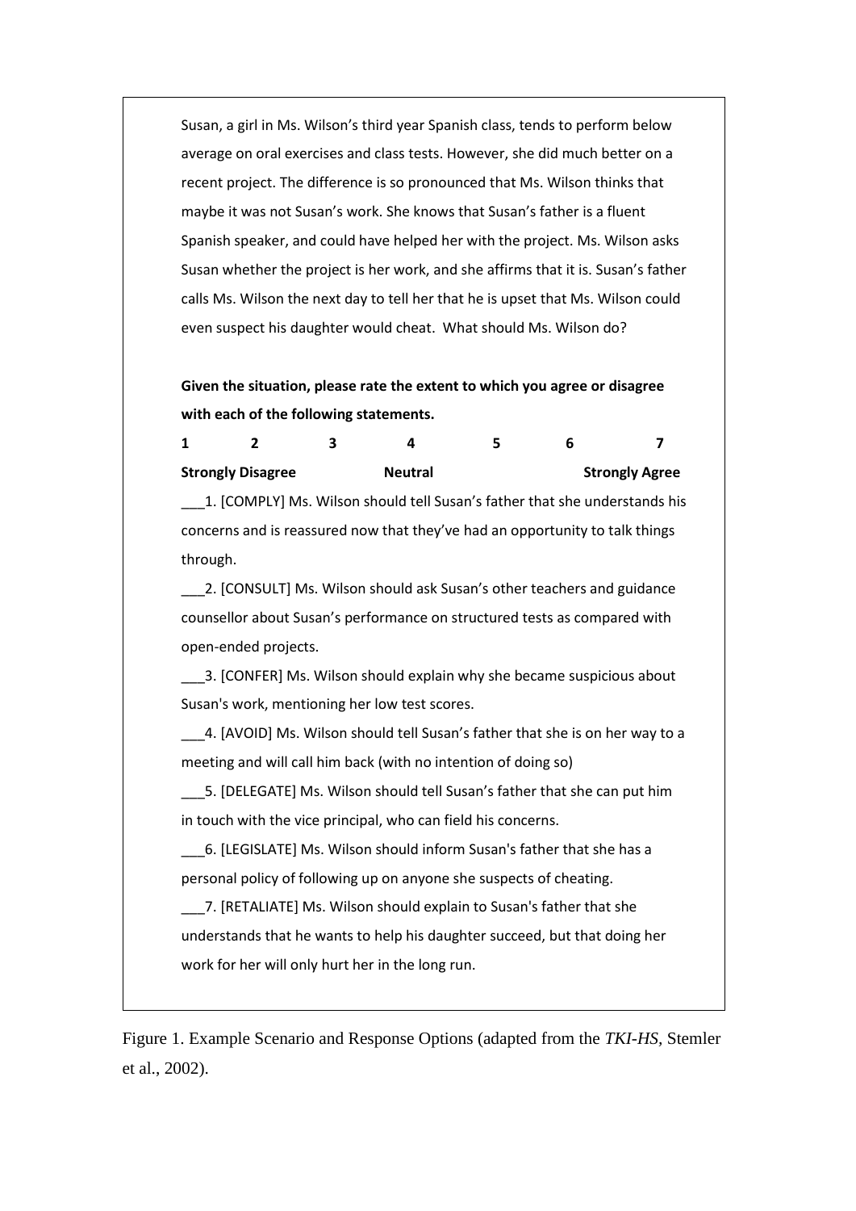Susan, a girl in Ms. Wilson's third year Spanish class, tends to perform below average on oral exercises and class tests. However, she did much better on a recent project. The difference is so pronounced that Ms. Wilson thinks that maybe it was not Susan's work. She knows that Susan's father is a fluent Spanish speaker, and could have helped her with the project. Ms. Wilson asks Susan whether the project is her work, and she affirms that it is. Susan's father calls Ms. Wilson the next day to tell her that he is upset that Ms. Wilson could even suspect his daughter would cheat. What should Ms. Wilson do?

**Given the situation, please rate the extent to which you agree or disagree with each of the following statements.**

| **1** | **2** | **3** | **4** | **5** | **6** | **7** |
|---|---|---|---|---|---|---|
| **Strongly Disagree** | | | **Neutral** | | | **Strongly Agree** |

___1. [COMPLY] Ms. Wilson should tell Susan's father that she understands his concerns and is reassured now that they've had an opportunity to talk things through.

___2. [CONSULT] Ms. Wilson should ask Susan's other teachers and guidance counsellor about Susan's performance on structured tests as compared with open-ended projects.

___3. [CONFER] Ms. Wilson should explain why she became suspicious about Susan's work, mentioning her low test scores.

___4. [AVOID] Ms. Wilson should tell Susan's father that she is on her way to a meeting and will call him back (with no intention of doing so)

___5. [DELEGATE] Ms. Wilson should tell Susan's father that she can put him in touch with the vice principal, who can field his concerns.

___6. [LEGISLATE] Ms. Wilson should inform Susan's father that she has a personal policy of following up on anyone she suspects of cheating.

___7. [RETALIATE] Ms. Wilson should explain to Susan's father that she understands that he wants to help his daughter succeed, but that doing her work for her will only hurt her in the long run.

Figure 1. Example Scenario and Response Options (adapted from the *TKI-HS*, Stemler et al., 2002).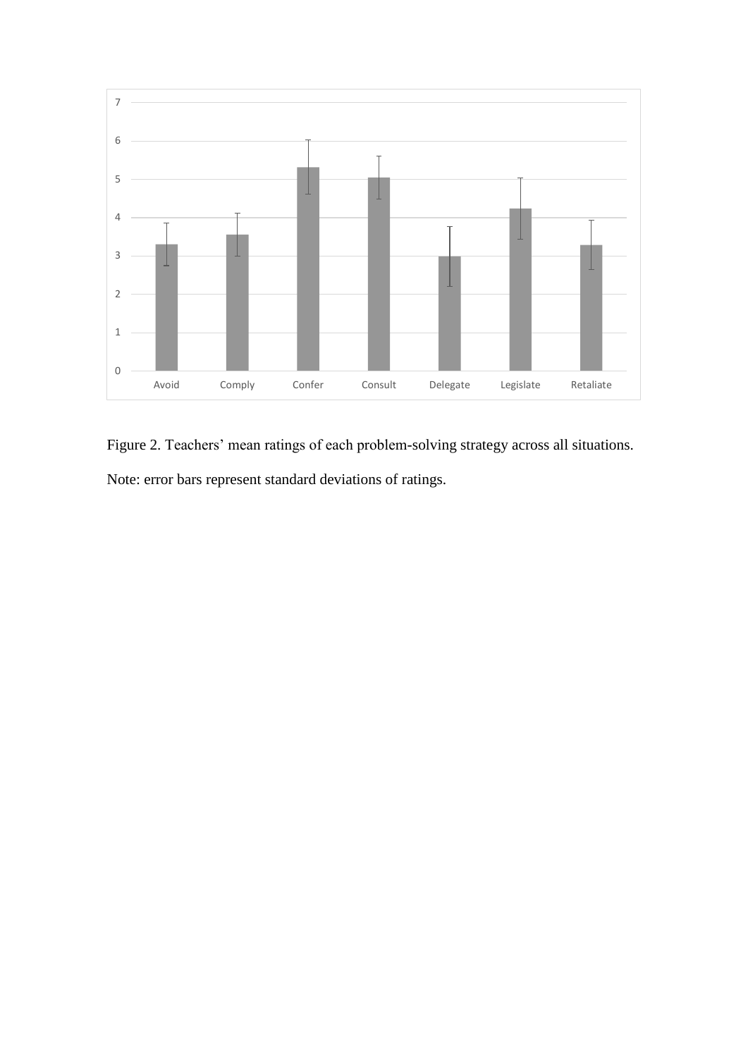Figure 2. Teachers’ mean ratings of each problem-solving strategy across all situations.

Note: error bars represent standard deviations of ratings.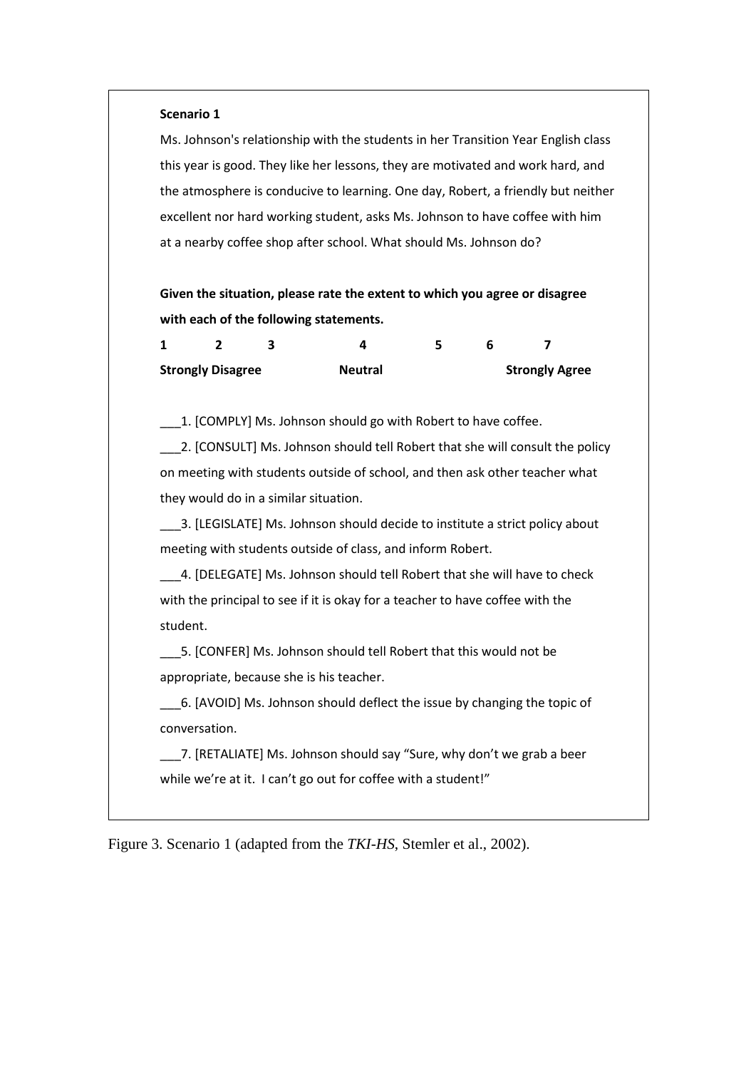**Scenario 1**

Ms. Johnson's relationship with the students in her Transition Year English class this year is good. They like her lessons, they are motivated and work hard, and the atmosphere is conducive to learning. One day, Robert, a friendly but neither excellent nor hard working student, asks Ms. Johnson to have coffee with him at a nearby coffee shop after school. What should Ms. Johnson do?

**Given the situation, please rate the extent to which you agree or disagree with each of the following statements.**

| 1 | 2 | 3 | 4 | 5 | 6 | 7 |
|---|---|---|---|---|---|---|
| **Strongly Disagree** | | | **Neutral** | | | **Strongly Agree** |

___1. [COMPLY] Ms. Johnson should go with Robert to have coffee.

___2. [CONSULT] Ms. Johnson should tell Robert that she will consult the policy on meeting with students outside of school, and then ask other teacher what they would do in a similar situation.

___3. [LEGISLATE] Ms. Johnson should decide to institute a strict policy about meeting with students outside of class, and inform Robert.

___4. [DELEGATE] Ms. Johnson should tell Robert that she will have to check with the principal to see if it is okay for a teacher to have coffee with the student.

___5. [CONFER] Ms. Johnson should tell Robert that this would not be appropriate, because she is his teacher.

___6. [AVOID] Ms. Johnson should deflect the issue by changing the topic of conversation.

___7. [RETALIATE] Ms. Johnson should say "Sure, why don't we grab a beer while we're at it. I can't go out for coffee with a student!"

Figure 3. Scenario 1 (adapted from the *TKI-HS*, Stemler et al., 2002).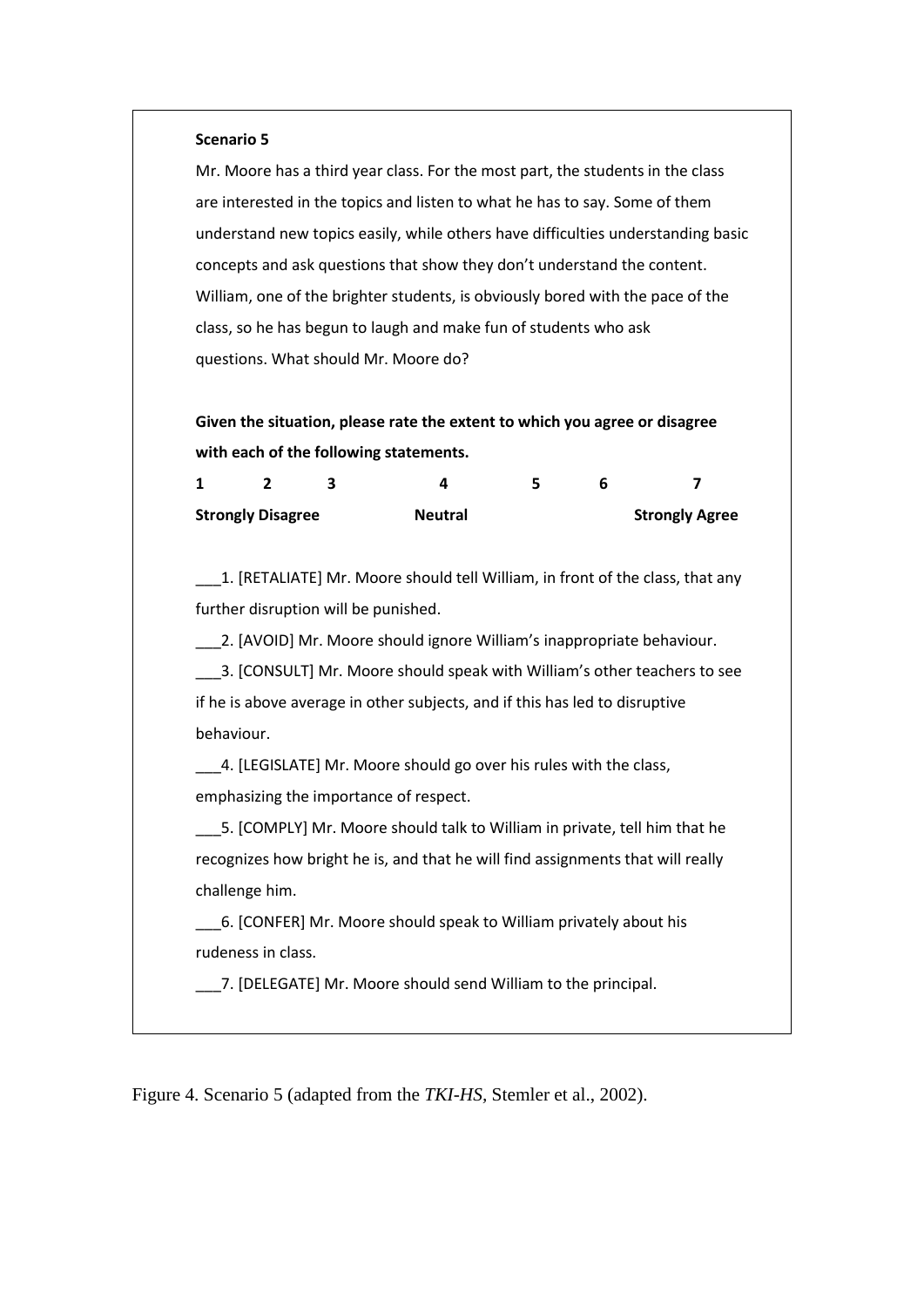**Scenario 5**

Mr. Moore has a third year class. For the most part, the students in the class are interested in the topics and listen to what he has to say. Some of them understand new topics easily, while others have difficulties understanding basic concepts and ask questions that show they don't understand the content. William, one of the brighter students, is obviously bored with the pace of the class, so he has begun to laugh and make fun of students who ask questions. What should Mr. Moore do?

**Given the situation, please rate the extent to which you agree or disagree with each of the following statements.**

| 1 | 2 | 3 | 4 | 5 | 6 | 7 |
|---|---|---|---|---|---|---|
| **Strongly Disagree** | | | **Neutral** | | | **Strongly Agree** |

___1. [RETALIATE] Mr. Moore should tell William, in front of the class, that any further disruption will be punished.

___2. [AVOID] Mr. Moore should ignore William's inappropriate behaviour.

___3. [CONSULT] Mr. Moore should speak with William's other teachers to see if he is above average in other subjects, and if this has led to disruptive behaviour.

___4. [LEGISLATE] Mr. Moore should go over his rules with the class, emphasizing the importance of respect.

___5. [COMPLY] Mr. Moore should talk to William in private, tell him that he recognizes how bright he is, and that he will find assignments that will really challenge him.

___6. [CONFER] Mr. Moore should speak to William privately about his rudeness in class.

___7. [DELEGATE] Mr. Moore should send William to the principal.

Figure 4. Scenario 5 (adapted from the *TKI-HS*, Stemler et al., 2002).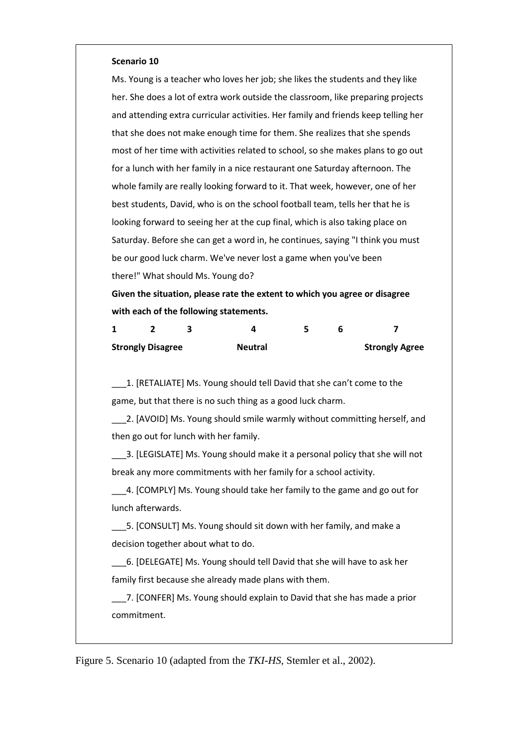**Scenario 10**

Ms. Young is a teacher who loves her job; she likes the students and they like her. She does a lot of extra work outside the classroom, like preparing projects and attending extra curricular activities. Her family and friends keep telling her that she does not make enough time for them. She realizes that she spends most of her time with activities related to school, so she makes plans to go out for a lunch with her family in a nice restaurant one Saturday afternoon. The whole family are really looking forward to it. That week, however, one of her best students, David, who is on the school football team, tells her that he is looking forward to seeing her at the cup final, which is also taking place on Saturday. Before she can get a word in, he continues, saying "I think you must be our good luck charm. We've never lost a game when you've been there!" What should Ms. Young do?

**Given the situation, please rate the extent to which you agree or disagree with each of the following statements.**

| 1 | 2 | 3 | 4 | 5 | 6 | 7 |
|---|---|---|---|---|---|---|
| **Strongly Disagree** | | | **Neutral** | | | **Strongly Agree** |

___1. [RETALIATE] Ms. Young should tell David that she can't come to the game, but that there is no such thing as a good luck charm.

___2. [AVOID] Ms. Young should smile warmly without committing herself, and then go out for lunch with her family.

___3. [LEGISLATE] Ms. Young should make it a personal policy that she will not break any more commitments with her family for a school activity.

___4. [COMPLY] Ms. Young should take her family to the game and go out for lunch afterwards.

___5. [CONSULT] Ms. Young should sit down with her family, and make a decision together about what to do.

___6. [DELEGATE] Ms. Young should tell David that she will have to ask her family first because she already made plans with them.

___7. [CONFER] Ms. Young should explain to David that she has made a prior commitment.

Figure 5. Scenario 10 (adapted from the *TKI-HS*, Stemler et al., 2002).